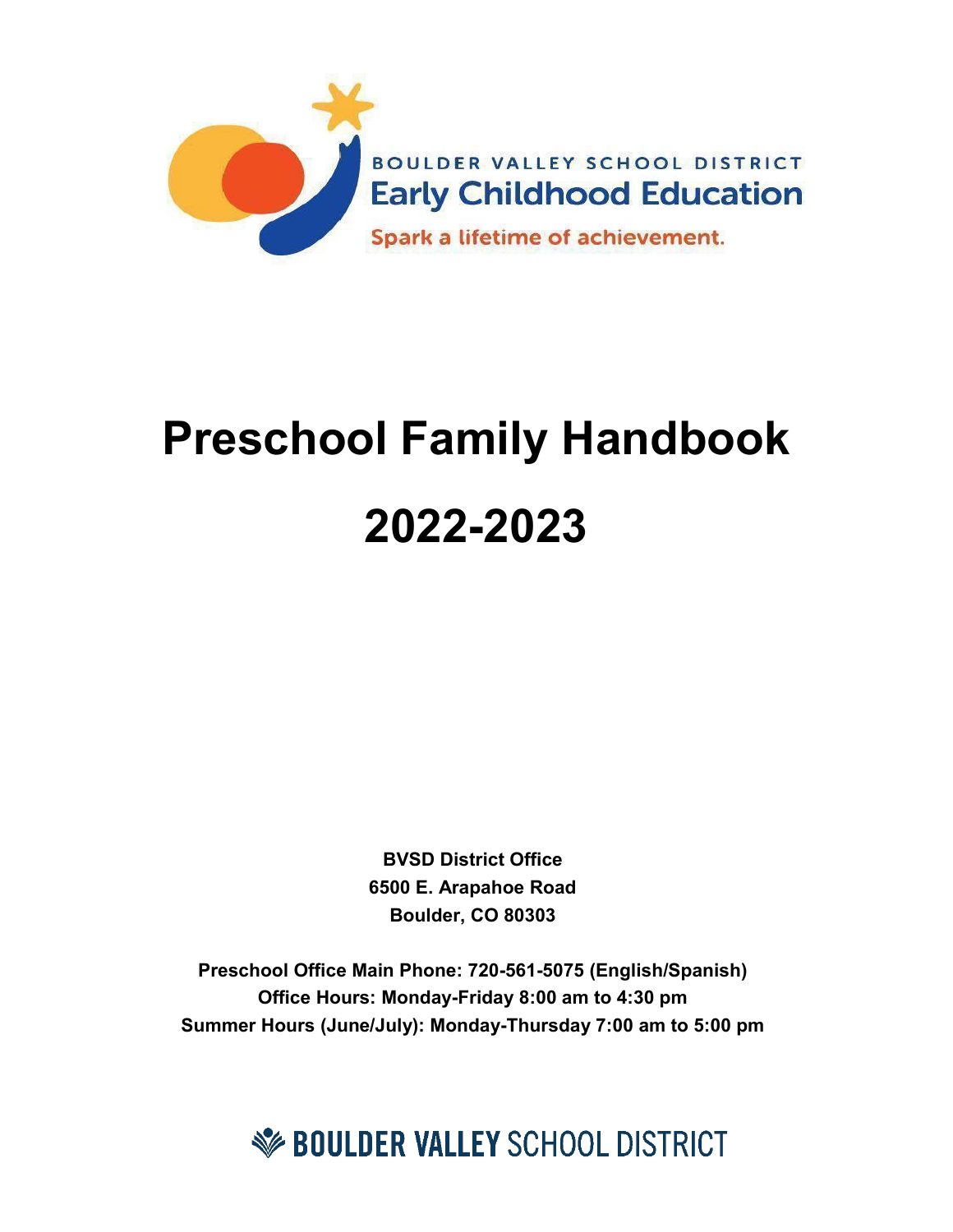BOULDER VALLEY SCHOOL DISTRICT
Early Childhood Education
Spark a lifetime of achievement.

# Preschool Family Handbook

# 2022-2023

**BVSD District Office**
**6500 E. Arapahoe Road**
**Boulder, CO 80303**

**Preschool Office Main Phone: 720-561-5075 (English/Spanish)**
**Office Hours: Monday-Friday 8:00 am to 4:30 pm**
**Summer Hours (June/July): Monday-Thursday 7:00 am to 5:00 pm**

BOULDER VALLEY SCHOOL DISTRICT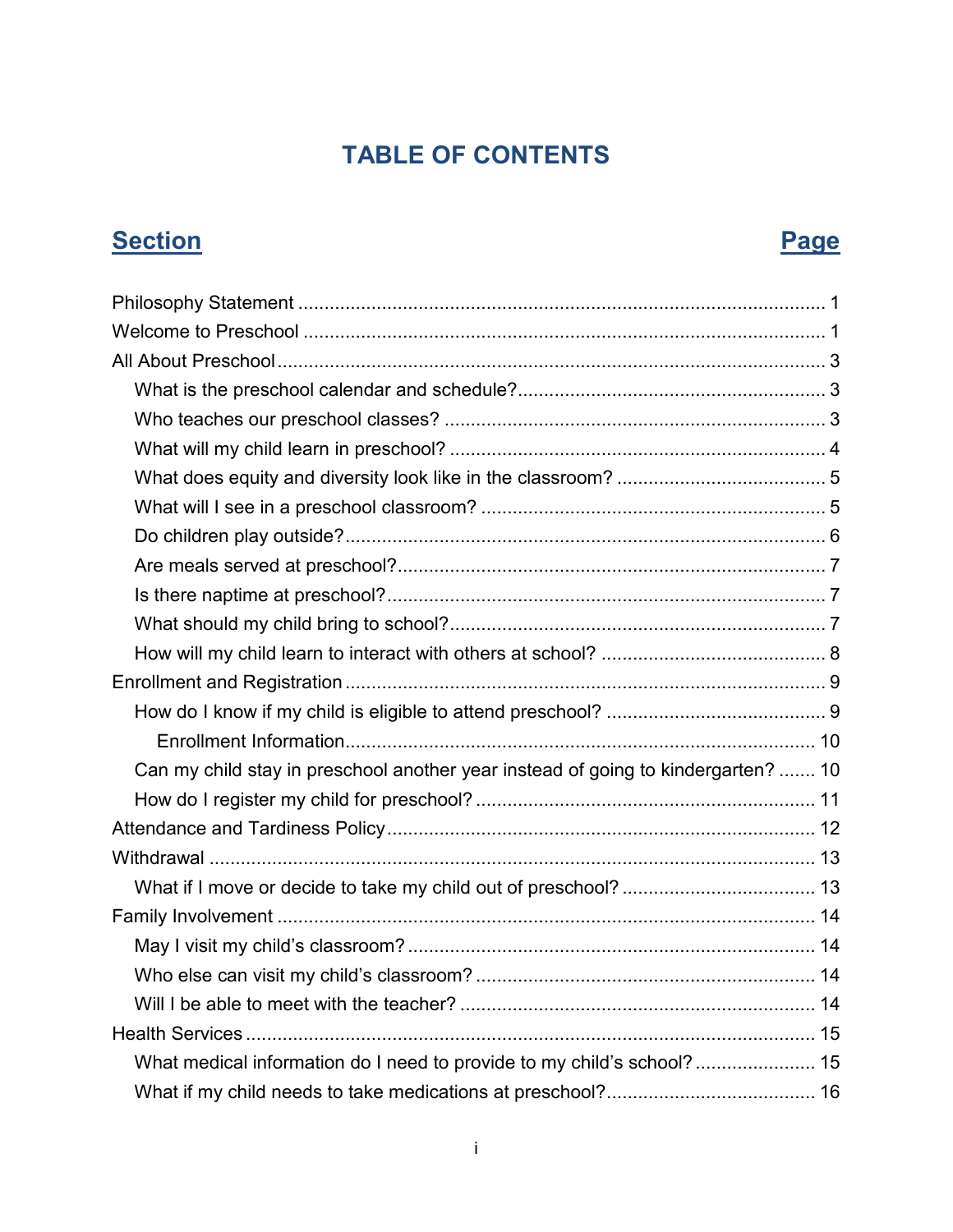# TABLE OF CONTENTS

| Section | Page |
|---|---|
| Philosophy Statement | 1 |
| Welcome to Preschool | 1 |
| All About Preschool | 3 |
| What is the preschool calendar and schedule? | 3 |
| Who teaches our preschool classes? | 3 |
| What will my child learn in preschool? | 4 |
| What does equity and diversity look like in the classroom? | 5 |
| What will I see in a preschool classroom? | 5 |
| Do children play outside? | 6 |
| Are meals served at preschool? | 7 |
| Is there naptime at preschool? | 7 |
| What should my child bring to school? | 7 |
| How will my child learn to interact with others at school? | 8 |
| Enrollment and Registration | 9 |
| How do I know if my child is eligible to attend preschool? | 9 |
| Enrollment Information | 10 |
| Can my child stay in preschool another year instead of going to kindergarten? | 10 |
| How do I register my child for preschool? | 11 |
| Attendance and Tardiness Policy | 12 |
| Withdrawal | 13 |
| What if I move or decide to take my child out of preschool? | 13 |
| Family Involvement | 14 |
| May I visit my child's classroom? | 14 |
| Who else can visit my child's classroom? | 14 |
| Will I be able to meet with the teacher? | 14 |
| Health Services | 15 |
| What medical information do I need to provide to my child's school? | 15 |
| What if my child needs to take medications at preschool? | 16 |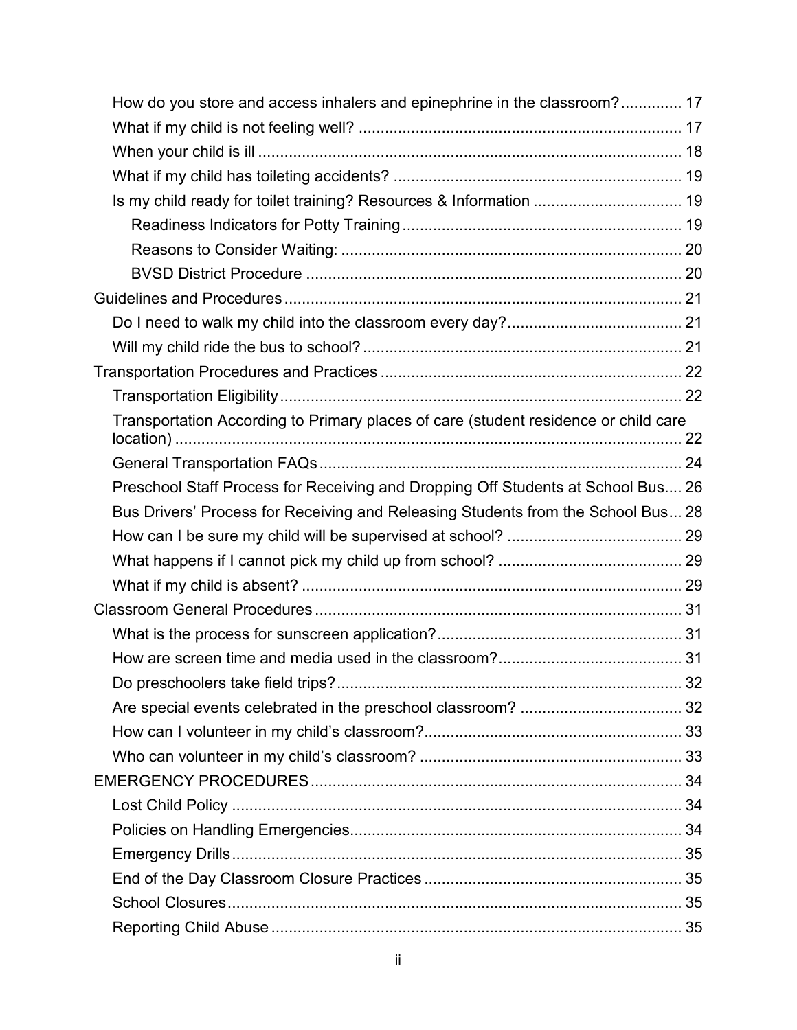How do you store and access inhalers and epinephrine in the classroom? ............. 17
What if my child is not feeling well? ......................................................................... 17
When your child is ill ................................................................................................ 18
What if my child has toileting accidents? ................................................................. 19
Is my child ready for toilet training? Resources & Information ................................. 19
Readiness Indicators for Potty Training ............................................................... 19
Reasons to Consider Waiting: ............................................................................. 20
BVSD District Procedure ..................................................................................... 20
Guidelines and Procedures .......................................................................................... 21
Do I need to walk my child into the classroom every day? ........................................ 21
Will my child ride the bus to school? ........................................................................ 21
Transportation Procedures and Practices .................................................................... 22
Transportation Eligibility ........................................................................................... 22
Transportation According to Primary places of care (student residence or child care location) .................................................................................................................... 22
General Transportation FAQs .................................................................................. 24
Preschool Staff Process for Receiving and Dropping Off Students at School Bus.... 26
Bus Drivers' Process for Receiving and Releasing Students from the School Bus... 28
How can I be sure my child will be supervised at school? ........................................ 29
What happens if I cannot pick my child up from school? .......................................... 29
What if my child is absent? ...................................................................................... 29
Classroom General Procedures .................................................................................... 31
What is the process for sunscreen application? ....................................................... 31
How are screen time and media used in the classroom? .......................................... 31
Do preschoolers take field trips? .............................................................................. 32
Are special events celebrated in the preschool classroom? ..................................... 32
How can I volunteer in my child's classroom? .......................................................... 33
Who can volunteer in my child's classroom? ........................................................... 33
EMERGENCY PROCEDURES .................................................................................... 34
Lost Child Policy ...................................................................................................... 34
Policies on Handling Emergencies ........................................................................... 34
Emergency Drills ...................................................................................................... 35
End of the Day Classroom Closure Practices ........................................................... 35
School Closures ....................................................................................................... 35
Reporting Child Abuse ............................................................................................. 35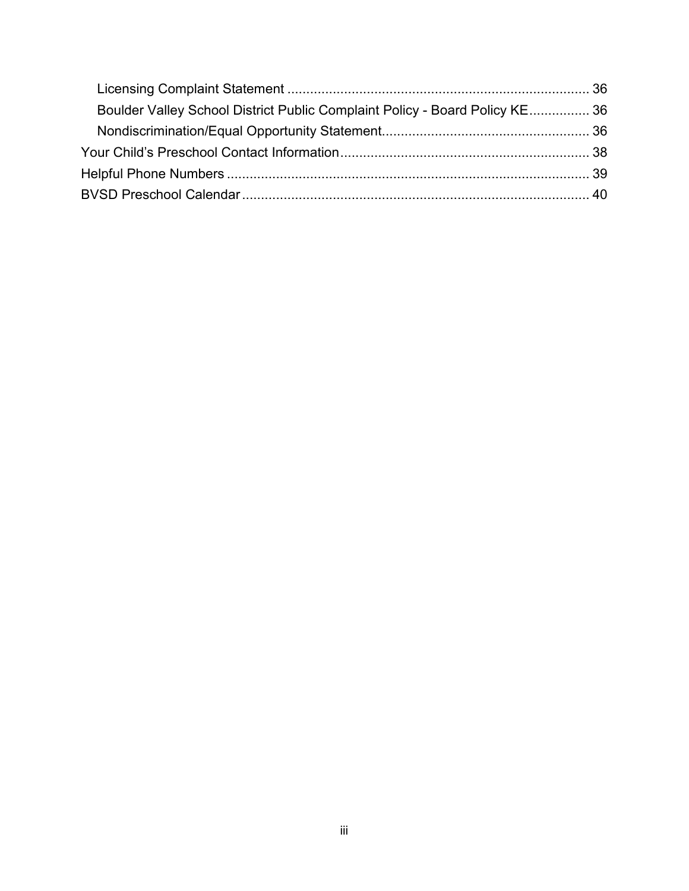- Licensing Complaint Statement ................................................................................ 36
- Boulder Valley School District Public Complaint Policy - Board Policy KE................ 36
- Nondiscrimination/Equal Opportunity Statement...................................................... 36

Your Child's Preschool Contact Information.................................................................. 38

Helpful Phone Numbers ................................................................................................ 39

BVSD Preschool Calendar ............................................................................................ 40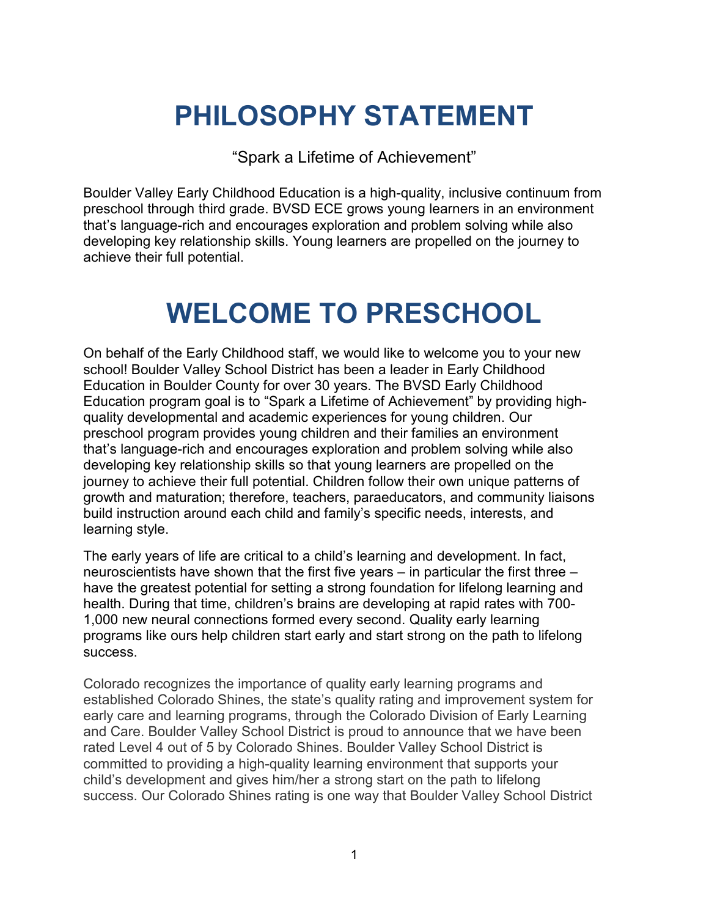# PHILOSOPHY STATEMENT

"Spark a Lifetime of Achievement"

Boulder Valley Early Childhood Education is a high-quality, inclusive continuum from preschool through third grade. BVSD ECE grows young learners in an environment that's language-rich and encourages exploration and problem solving while also developing key relationship skills. Young learners are propelled on the journey to achieve their full potential.

# WELCOME TO PRESCHOOL

On behalf of the Early Childhood staff, we would like to welcome you to your new school! Boulder Valley School District has been a leader in Early Childhood Education in Boulder County for over 30 years. The BVSD Early Childhood Education program goal is to "Spark a Lifetime of Achievement" by providing high-quality developmental and academic experiences for young children. Our preschool program provides young children and their families an environment that's language-rich and encourages exploration and problem solving while also developing key relationship skills so that young learners are propelled on the journey to achieve their full potential. Children follow their own unique patterns of growth and maturation; therefore, teachers, paraeducators, and community liaisons build instruction around each child and family's specific needs, interests, and learning style.

The early years of life are critical to a child's learning and development. In fact, neuroscientists have shown that the first five years – in particular the first three – have the greatest potential for setting a strong foundation for lifelong learning and health. During that time, children's brains are developing at rapid rates with 700-1,000 new neural connections formed every second. Quality early learning programs like ours help children start early and start strong on the path to lifelong success.

Colorado recognizes the importance of quality early learning programs and established Colorado Shines, the state's quality rating and improvement system for early care and learning programs, through the Colorado Division of Early Learning and Care. Boulder Valley School District is proud to announce that we have been rated Level 4 out of 5 by Colorado Shines. Boulder Valley School District is committed to providing a high-quality learning environment that supports your child's development and gives him/her a strong start on the path to lifelong success. Our Colorado Shines rating is one way that Boulder Valley School District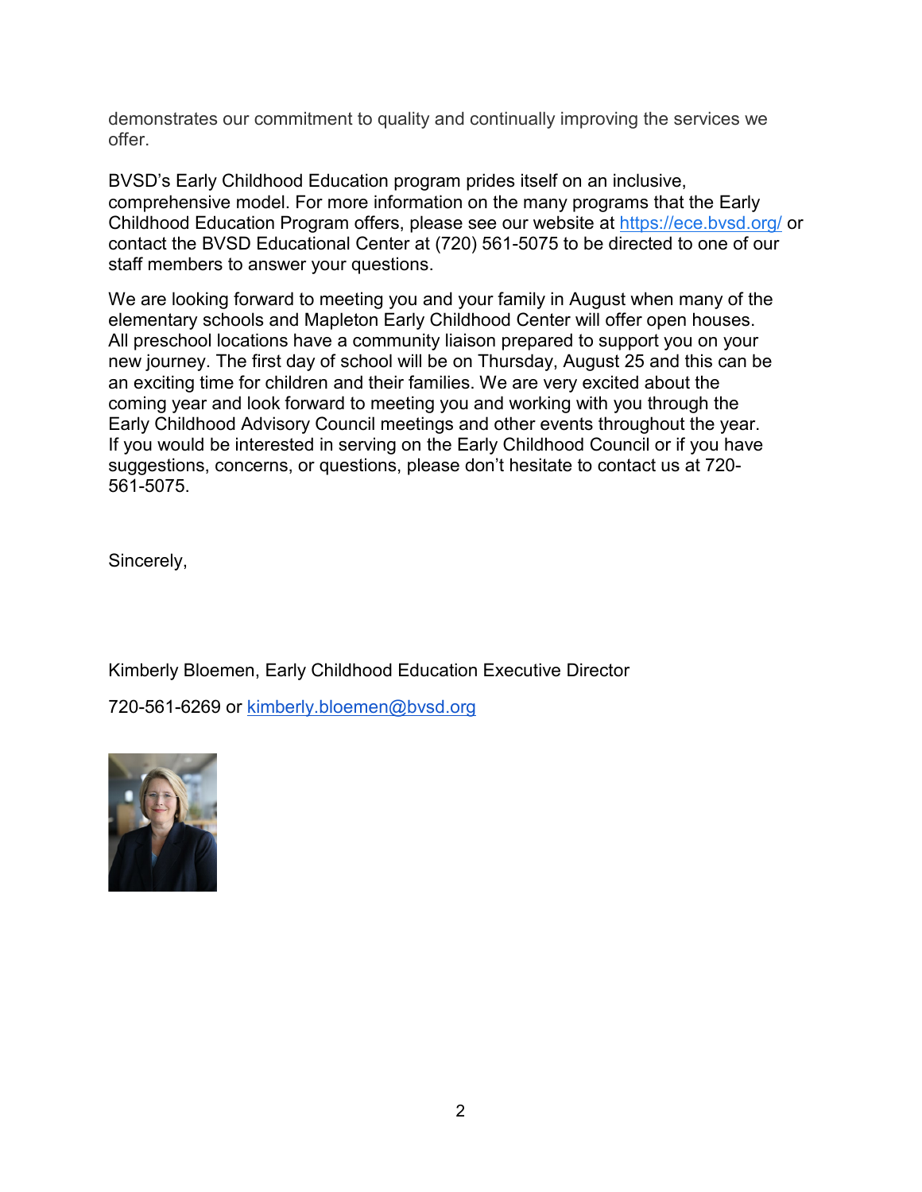demonstrates our commitment to quality and continually improving the services we offer.

BVSD's Early Childhood Education program prides itself on an inclusive, comprehensive model. For more information on the many programs that the Early Childhood Education Program offers, please see our website at https://ece.bvsd.org/ or contact the BVSD Educational Center at (720) 561-5075 to be directed to one of our staff members to answer your questions.

We are looking forward to meeting you and your family in August when many of the elementary schools and Mapleton Early Childhood Center will offer open houses. All preschool locations have a community liaison prepared to support you on your new journey. The first day of school will be on Thursday, August 25 and this can be an exciting time for children and their families. We are very excited about the coming year and look forward to meeting you and working with you through the Early Childhood Advisory Council meetings and other events throughout the year. If you would be interested in serving on the Early Childhood Council or if you have suggestions, concerns, or questions, please don't hesitate to contact us at 720-561-5075.

Sincerely,

Kimberly Bloemen, Early Childhood Education Executive Director

720-561-6269 or kimberly.bloemen@bvsd.org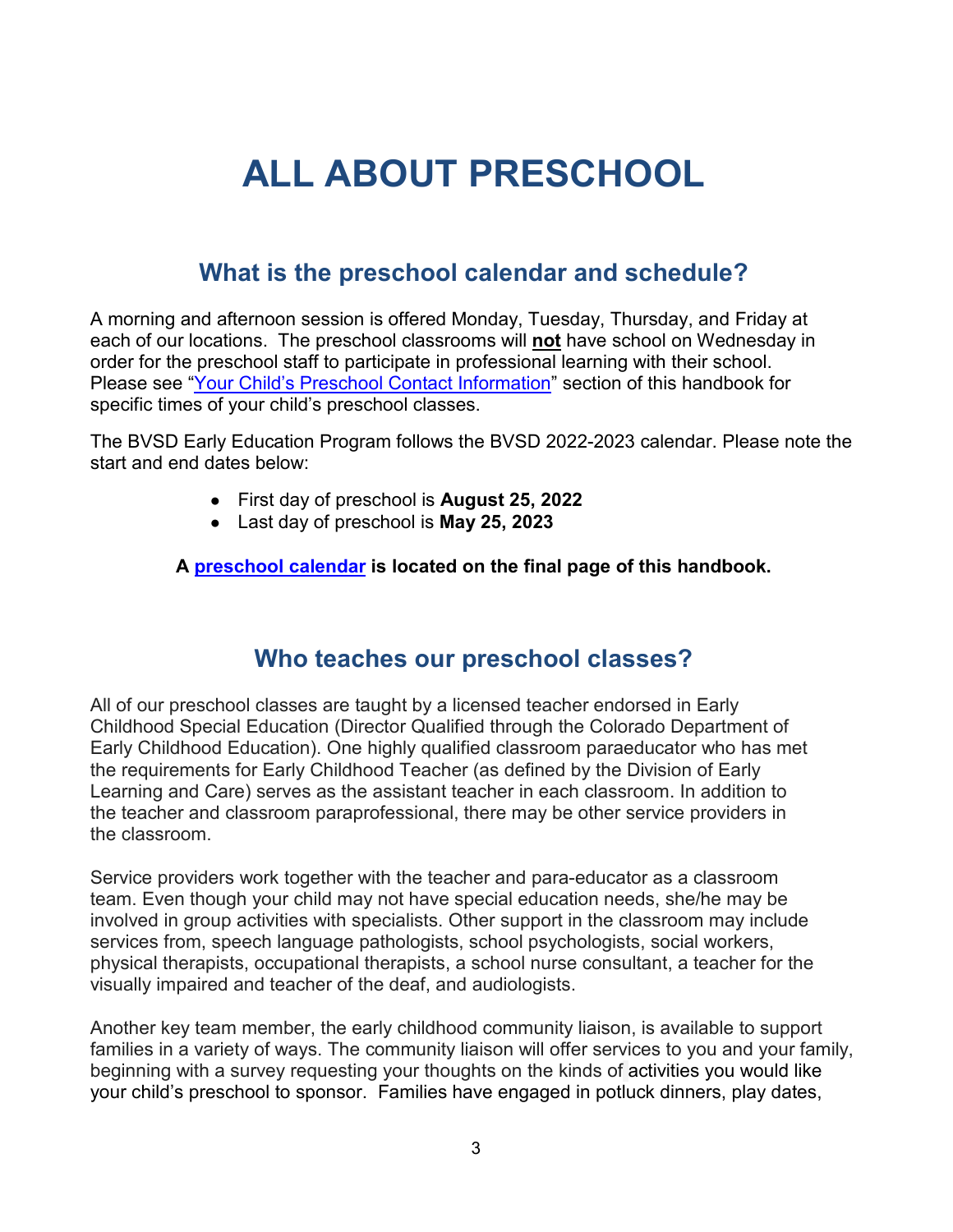# ALL ABOUT PRESCHOOL

## What is the preschool calendar and schedule?

A morning and afternoon session is offered Monday, Tuesday, Thursday, and Friday at each of our locations. The preschool classrooms will **not** have school on Wednesday in order for the preschool staff to participate in professional learning with their school. Please see "Your Child's Preschool Contact Information" section of this handbook for specific times of your child's preschool classes.

The BVSD Early Education Program follows the BVSD 2022-2023 calendar. Please note the start and end dates below:

- First day of preschool is **August 25, 2022**
- Last day of preschool is **May 25, 2023**

**A preschool calendar is located on the final page of this handbook.**

## Who teaches our preschool classes?

All of our preschool classes are taught by a licensed teacher endorsed in Early Childhood Special Education (Director Qualified through the Colorado Department of Early Childhood Education). One highly qualified classroom paraeducator who has met the requirements for Early Childhood Teacher (as defined by the Division of Early Learning and Care) serves as the assistant teacher in each classroom. In addition to the teacher and classroom paraprofessional, there may be other service providers in the classroom.

Service providers work together with the teacher and para-educator as a classroom team. Even though your child may not have special education needs, she/he may be involved in group activities with specialists. Other support in the classroom may include services from, speech language pathologists, school psychologists, social workers, physical therapists, occupational therapists, a school nurse consultant, a teacher for the visually impaired and teacher of the deaf, and audiologists.

Another key team member, the early childhood community liaison, is available to support families in a variety of ways. The community liaison will offer services to you and your family, beginning with a survey requesting your thoughts on the kinds of activities you would like your child's preschool to sponsor. Families have engaged in potluck dinners, play dates,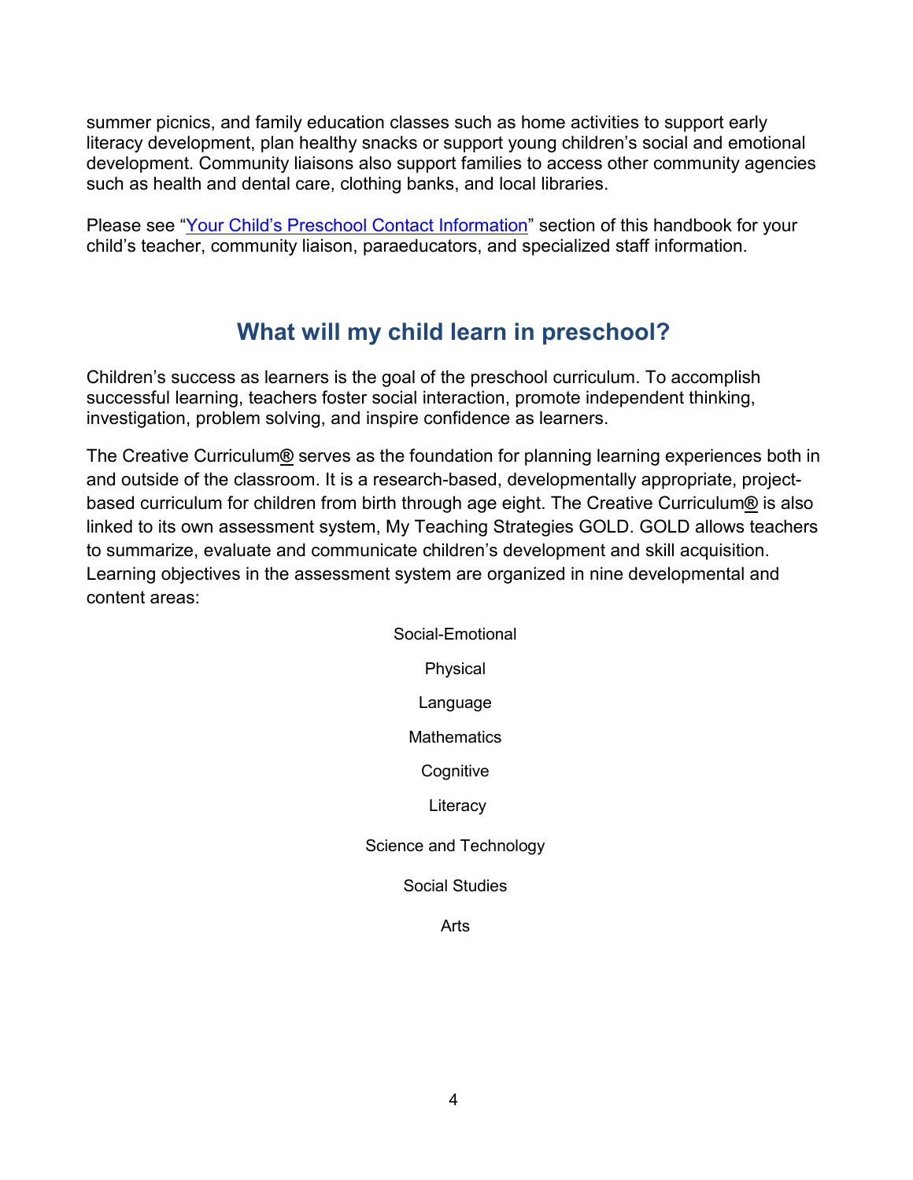summer picnics, and family education classes such as home activities to support early literacy development, plan healthy snacks or support young children's social and emotional development. Community liaisons also support families to access other community agencies such as health and dental care, clothing banks, and local libraries.

Please see "[Your Child's Preschool Contact Information]" section of this handbook for your child's teacher, community liaison, paraeducators, and specialized staff information.

## What will my child learn in preschool?

Children's success as learners is the goal of the preschool curriculum. To accomplish successful learning, teachers foster social interaction, promote independent thinking, investigation, problem solving, and inspire confidence as learners.

The Creative Curriculum® serves as the foundation for planning learning experiences both in and outside of the classroom. It is a research-based, developmentally appropriate, project-based curriculum for children from birth through age eight. The Creative Curriculum® is also linked to its own assessment system, My Teaching Strategies GOLD. GOLD allows teachers to summarize, evaluate and communicate children's development and skill acquisition. Learning objectives in the assessment system are organized in nine developmental and content areas:

Social-Emotional

Physical

Language

Mathematics

Cognitive

Literacy

Science and Technology

Social Studies

Arts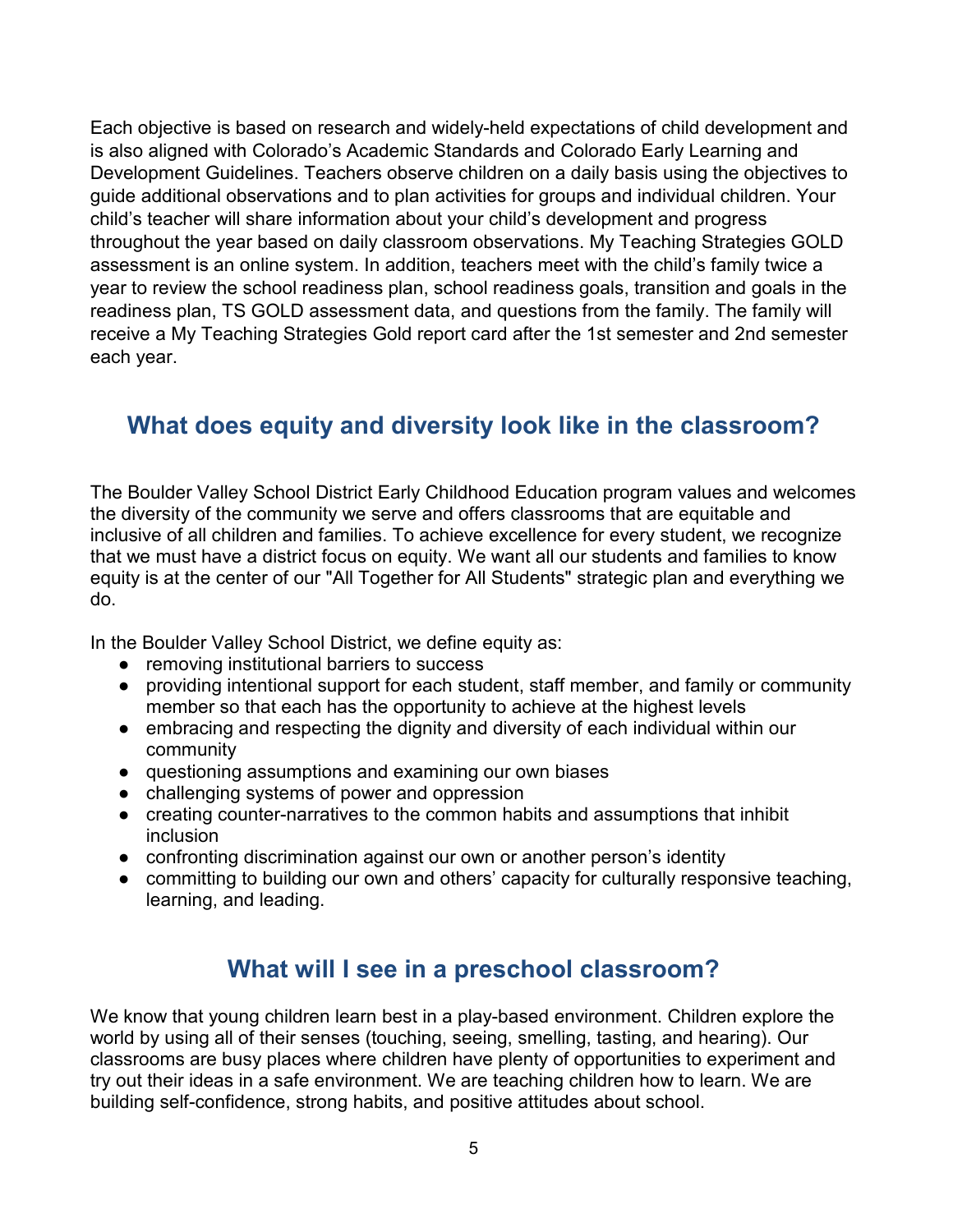Each objective is based on research and widely-held expectations of child development and is also aligned with Colorado's Academic Standards and Colorado Early Learning and Development Guidelines. Teachers observe children on a daily basis using the objectives to guide additional observations and to plan activities for groups and individual children. Your child's teacher will share information about your child's development and progress throughout the year based on daily classroom observations. My Teaching Strategies GOLD assessment is an online system. In addition, teachers meet with the child's family twice a year to review the school readiness plan, school readiness goals, transition and goals in the readiness plan, TS GOLD assessment data, and questions from the family. The family will receive a My Teaching Strategies Gold report card after the 1st semester and 2nd semester each year.

## What does equity and diversity look like in the classroom?

The Boulder Valley School District Early Childhood Education program values and welcomes the diversity of the community we serve and offers classrooms that are equitable and inclusive of all children and families. To achieve excellence for every student, we recognize that we must have a district focus on equity. We want all our students and families to know equity is at the center of our "All Together for All Students" strategic plan and everything we do.

In the Boulder Valley School District, we define equity as:

- removing institutional barriers to success
- providing intentional support for each student, staff member, and family or community member so that each has the opportunity to achieve at the highest levels
- embracing and respecting the dignity and diversity of each individual within our community
- questioning assumptions and examining our own biases
- challenging systems of power and oppression
- creating counter-narratives to the common habits and assumptions that inhibit inclusion
- confronting discrimination against our own or another person's identity
- committing to building our own and others' capacity for culturally responsive teaching, learning, and leading.

## What will I see in a preschool classroom?

We know that young children learn best in a play-based environment. Children explore the world by using all of their senses (touching, seeing, smelling, tasting, and hearing). Our classrooms are busy places where children have plenty of opportunities to experiment and try out their ideas in a safe environment. We are teaching children how to learn. We are building self-confidence, strong habits, and positive attitudes about school.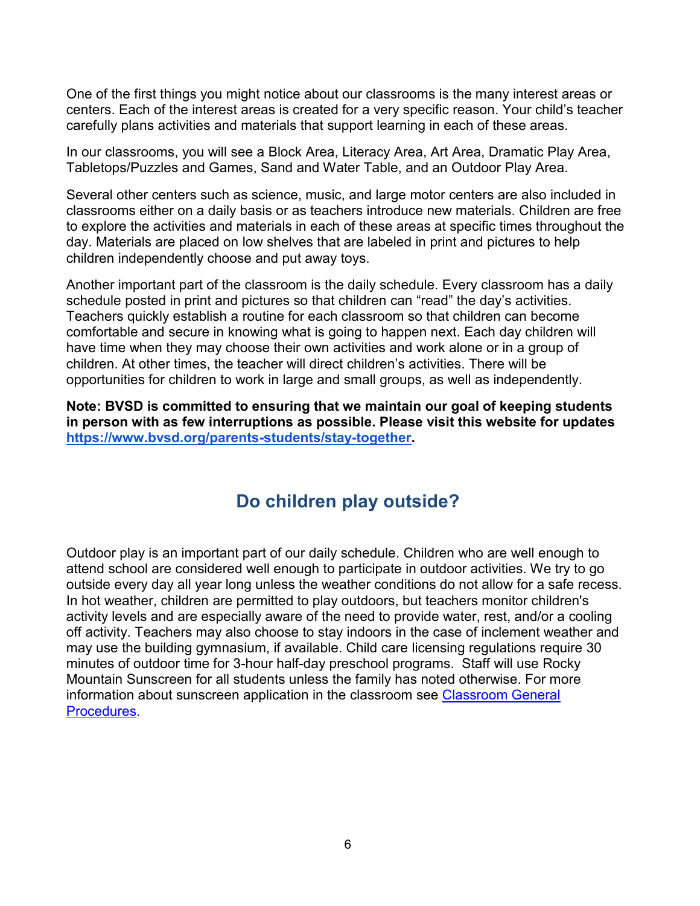One of the first things you might notice about our classrooms is the many interest areas or centers. Each of the interest areas is created for a very specific reason. Your child's teacher carefully plans activities and materials that support learning in each of these areas.

In our classrooms, you will see a Block Area, Literacy Area, Art Area, Dramatic Play Area, Tabletops/Puzzles and Games, Sand and Water Table, and an Outdoor Play Area.

Several other centers such as science, music, and large motor centers are also included in classrooms either on a daily basis or as teachers introduce new materials. Children are free to explore the activities and materials in each of these areas at specific times throughout the day. Materials are placed on low shelves that are labeled in print and pictures to help children independently choose and put away toys.

Another important part of the classroom is the daily schedule. Every classroom has a daily schedule posted in print and pictures so that children can "read" the day's activities. Teachers quickly establish a routine for each classroom so that children can become comfortable and secure in knowing what is going to happen next. Each day children will have time when they may choose their own activities and work alone or in a group of children. At other times, the teacher will direct children's activities. There will be opportunities for children to work in large and small groups, as well as independently.

**Note: BVSD is committed to ensuring that we maintain our goal of keeping students in person with as few interruptions as possible. Please visit this website for updates [https://www.bvsd.org/parents-students/stay-together](https://www.bvsd.org/parents-students/stay-together).**

## Do children play outside?

Outdoor play is an important part of our daily schedule. Children who are well enough to attend school are considered well enough to participate in outdoor activities. We try to go outside every day all year long unless the weather conditions do not allow for a safe recess. In hot weather, children are permitted to play outdoors, but teachers monitor children's activity levels and are especially aware of the need to provide water, rest, and/or a cooling off activity. Teachers may also choose to stay indoors in the case of inclement weather and may use the building gymnasium, if available. Child care licensing regulations require 30 minutes of outdoor time for 3-hour half-day preschool programs. Staff will use Rocky Mountain Sunscreen for all students unless the family has noted otherwise. For more information about sunscreen application in the classroom see Classroom General Procedures.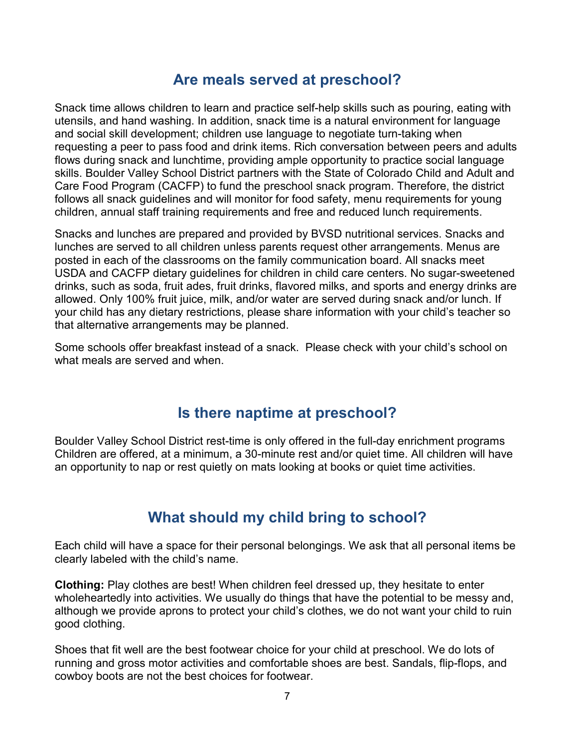## Are meals served at preschool?

Snack time allows children to learn and practice self-help skills such as pouring, eating with utensils, and hand washing. In addition, snack time is a natural environment for language and social skill development; children use language to negotiate turn-taking when requesting a peer to pass food and drink items. Rich conversation between peers and adults flows during snack and lunchtime, providing ample opportunity to practice social language skills. Boulder Valley School District partners with the State of Colorado Child and Adult and Care Food Program (CACFP) to fund the preschool snack program. Therefore, the district follows all snack guidelines and will monitor for food safety, menu requirements for young children, annual staff training requirements and free and reduced lunch requirements.

Snacks and lunches are prepared and provided by BVSD nutritional services. Snacks and lunches are served to all children unless parents request other arrangements. Menus are posted in each of the classrooms on the family communication board. All snacks meet USDA and CACFP dietary guidelines for children in child care centers. No sugar-sweetened drinks, such as soda, fruit ades, fruit drinks, flavored milks, and sports and energy drinks are allowed. Only 100% fruit juice, milk, and/or water are served during snack and/or lunch. If your child has any dietary restrictions, please share information with your child's teacher so that alternative arrangements may be planned.

Some schools offer breakfast instead of a snack.  Please check with your child's school on what meals are served and when.

## Is there naptime at preschool?

Boulder Valley School District rest-time is only offered in the full-day enrichment programs Children are offered, at a minimum, a 30-minute rest and/or quiet time. All children will have an opportunity to nap or rest quietly on mats looking at books or quiet time activities.

## What should my child bring to school?

Each child will have a space for their personal belongings. We ask that all personal items be clearly labeled with the child's name.

**Clothing:** Play clothes are best! When children feel dressed up, they hesitate to enter wholeheartedly into activities. We usually do things that have the potential to be messy and, although we provide aprons to protect your child's clothes, we do not want your child to ruin good clothing.

Shoes that fit well are the best footwear choice for your child at preschool. We do lots of running and gross motor activities and comfortable shoes are best. Sandals, flip-flops, and cowboy boots are not the best choices for footwear.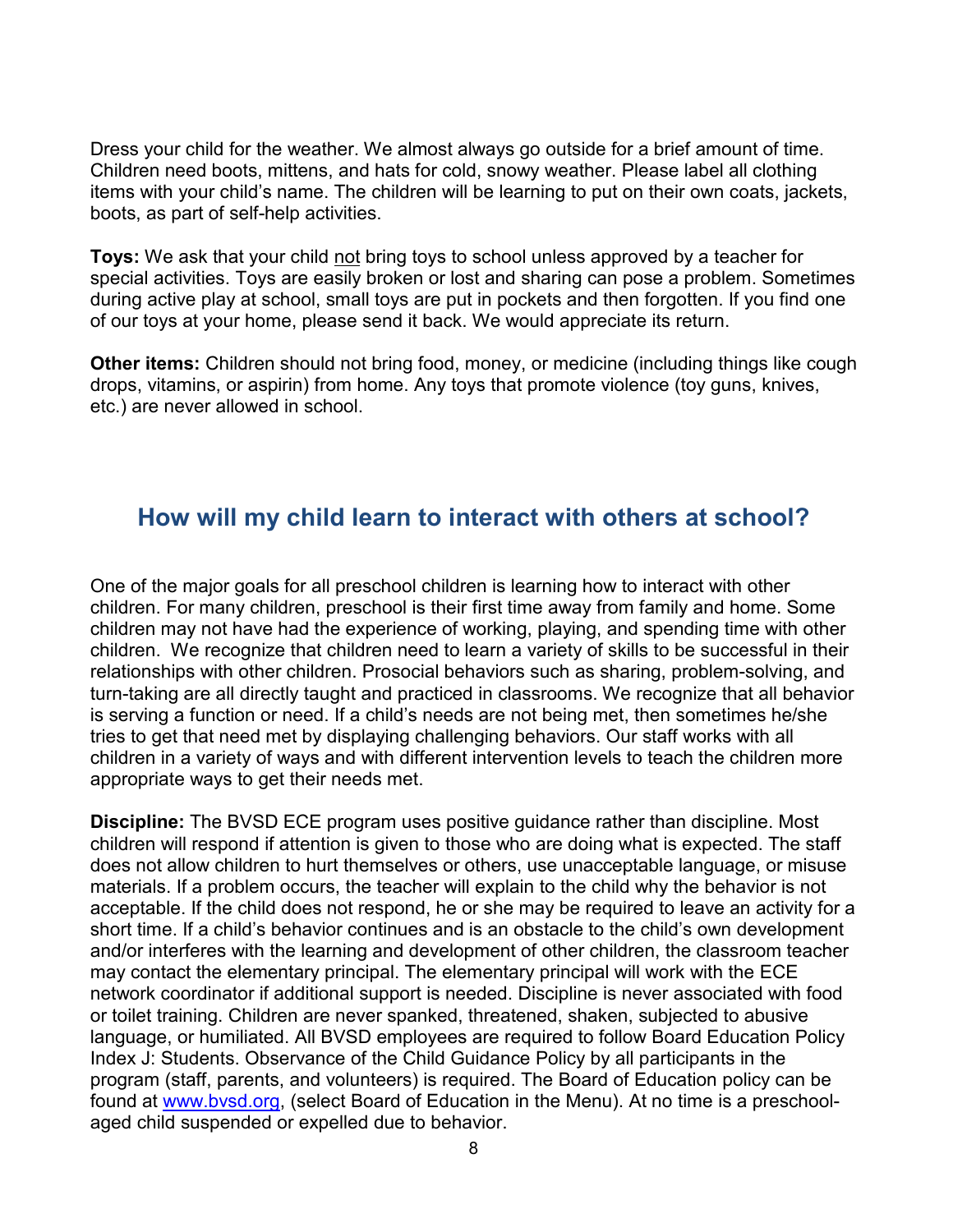Dress your child for the weather. We almost always go outside for a brief amount of time. Children need boots, mittens, and hats for cold, snowy weather. Please label all clothing items with your child's name. The children will be learning to put on their own coats, jackets, boots, as part of self-help activities.

**Toys:** We ask that your child <u>not</u> bring toys to school unless approved by a teacher for special activities. Toys are easily broken or lost and sharing can pose a problem. Sometimes during active play at school, small toys are put in pockets and then forgotten. If you find one of our toys at your home, please send it back. We would appreciate its return.

**Other items:** Children should not bring food, money, or medicine (including things like cough drops, vitamins, or aspirin) from home. Any toys that promote violence (toy guns, knives, etc.) are never allowed in school.

## How will my child learn to interact with others at school?

One of the major goals for all preschool children is learning how to interact with other children. For many children, preschool is their first time away from family and home. Some children may not have had the experience of working, playing, and spending time with other children. We recognize that children need to learn a variety of skills to be successful in their relationships with other children. Prosocial behaviors such as sharing, problem-solving, and turn-taking are all directly taught and practiced in classrooms. We recognize that all behavior is serving a function or need. If a child's needs are not being met, then sometimes he/she tries to get that need met by displaying challenging behaviors. Our staff works with all children in a variety of ways and with different intervention levels to teach the children more appropriate ways to get their needs met.

**Discipline:** The BVSD ECE program uses positive guidance rather than discipline. Most children will respond if attention is given to those who are doing what is expected. The staff does not allow children to hurt themselves or others, use unacceptable language, or misuse materials. If a problem occurs, the teacher will explain to the child why the behavior is not acceptable. If the child does not respond, he or she may be required to leave an activity for a short time. If a child's behavior continues and is an obstacle to the child's own development and/or interferes with the learning and development of other children, the classroom teacher may contact the elementary principal. The elementary principal will work with the ECE network coordinator if additional support is needed. Discipline is never associated with food or toilet training. Children are never spanked, threatened, shaken, subjected to abusive language, or humiliated. All BVSD employees are required to follow Board Education Policy Index J: Students. Observance of the Child Guidance Policy by all participants in the program (staff, parents, and volunteers) is required. The Board of Education policy can be found at [www.bvsd.org](http://www.bvsd.org), (select Board of Education in the Menu). At no time is a preschool-aged child suspended or expelled due to behavior.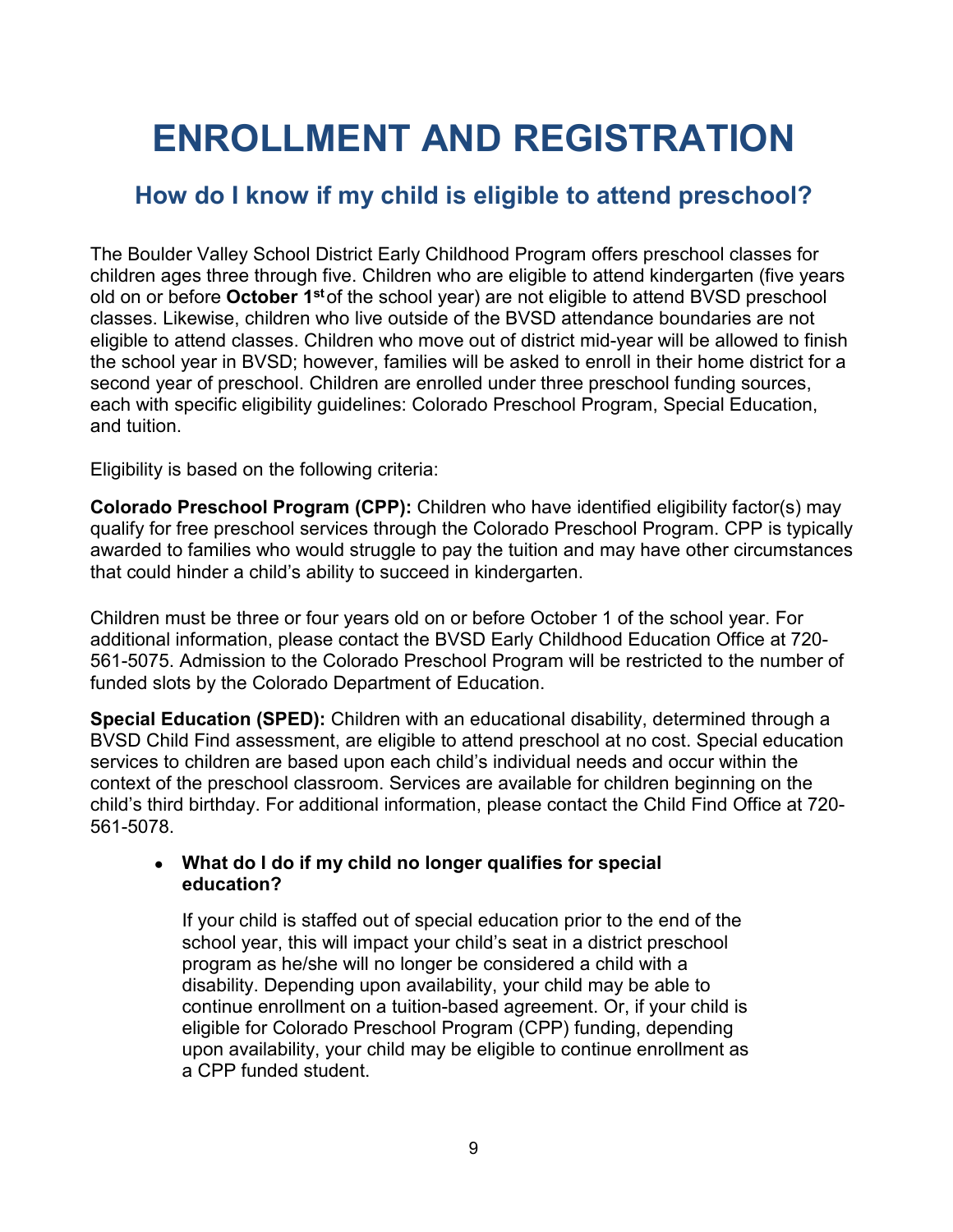# ENROLLMENT AND REGISTRATION

## How do I know if my child is eligible to attend preschool?

The Boulder Valley School District Early Childhood Program offers preschool classes for children ages three through five. Children who are eligible to attend kindergarten (five years old on or before **October 1st** of the school year) are not eligible to attend BVSD preschool classes. Likewise, children who live outside of the BVSD attendance boundaries are not eligible to attend classes. Children who move out of district mid-year will be allowed to finish the school year in BVSD; however, families will be asked to enroll in their home district for a second year of preschool. Children are enrolled under three preschool funding sources, each with specific eligibility guidelines: Colorado Preschool Program, Special Education, and tuition.

Eligibility is based on the following criteria:

**Colorado Preschool Program (CPP):** Children who have identified eligibility factor(s) may qualify for free preschool services through the Colorado Preschool Program. CPP is typically awarded to families who would struggle to pay the tuition and may have other circumstances that could hinder a child's ability to succeed in kindergarten.

Children must be three or four years old on or before October 1 of the school year. For additional information, please contact the BVSD Early Childhood Education Office at 720-561-5075. Admission to the Colorado Preschool Program will be restricted to the number of funded slots by the Colorado Department of Education.

**Special Education (SPED):** Children with an educational disability, determined through a BVSD Child Find assessment, are eligible to attend preschool at no cost. Special education services to children are based upon each child's individual needs and occur within the context of the preschool classroom. Services are available for children beginning on the child's third birthday. For additional information, please contact the Child Find Office at 720-561-5078.

- **What do I do if my child no longer qualifies for special education?**

  If your child is staffed out of special education prior to the end of the school year, this will impact your child's seat in a district preschool program as he/she will no longer be considered a child with a disability. Depending upon availability, your child may be able to continue enrollment on a tuition-based agreement. Or, if your child is eligible for Colorado Preschool Program (CPP) funding, depending upon availability, your child may be eligible to continue enrollment as a CPP funded student.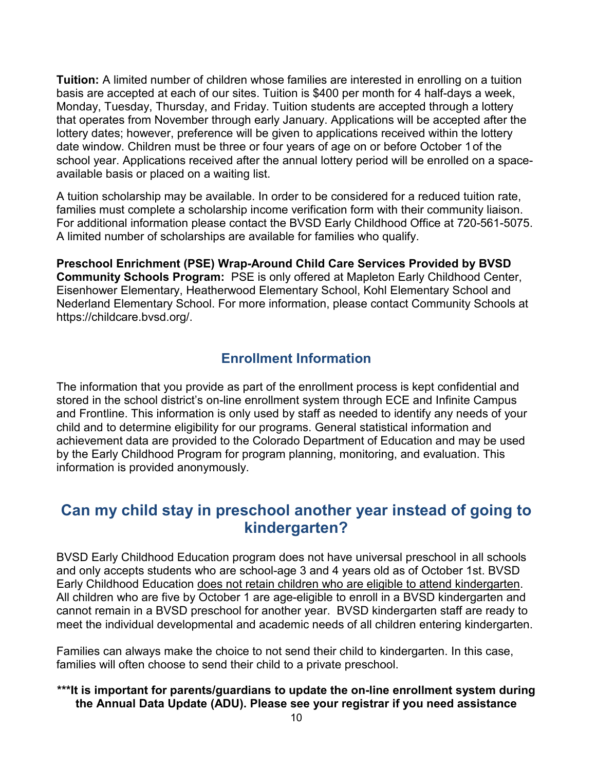**Tuition:** A limited number of children whose families are interested in enrolling on a tuition basis are accepted at each of our sites. Tuition is $400 per month for 4 half-days a week, Monday, Tuesday, Thursday, and Friday. Tuition students are accepted through a lottery that operates from November through early January. Applications will be accepted after the lottery dates; however, preference will be given to applications received within the lottery date window. Children must be three or four years of age on or before October 1 of the school year. Applications received after the annual lottery period will be enrolled on a space-available basis or placed on a waiting list.

A tuition scholarship may be available. In order to be considered for a reduced tuition rate, families must complete a scholarship income verification form with their community liaison. For additional information please contact the BVSD Early Childhood Office at 720-561-5075. A limited number of scholarships are available for families who qualify.

**Preschool Enrichment (PSE) Wrap-Around Child Care Services Provided by BVSD Community Schools Program:** PSE is only offered at Mapleton Early Childhood Center, Eisenhower Elementary, Heatherwood Elementary School, Kohl Elementary School and Nederland Elementary School. For more information, please contact Community Schools at https://childcare.bvsd.org/.

## Enrollment Information

The information that you provide as part of the enrollment process is kept confidential and stored in the school district's on-line enrollment system through ECE and Infinite Campus and Frontline. This information is only used by staff as needed to identify any needs of your child and to determine eligibility for our programs. General statistical information and achievement data are provided to the Colorado Department of Education and may be used by the Early Childhood Program for program planning, monitoring, and evaluation. This information is provided anonymously.

# Can my child stay in preschool another year instead of going to kindergarten?

BVSD Early Childhood Education program does not have universal preschool in all schools and only accepts students who are school-age 3 and 4 years old as of October 1st. BVSD Early Childhood Education does not retain children who are eligible to attend kindergarten. All children who are five by October 1 are age-eligible to enroll in a BVSD kindergarten and cannot remain in a BVSD preschool for another year. BVSD kindergarten staff are ready to meet the individual developmental and academic needs of all children entering kindergarten.

Families can always make the choice to not send their child to kindergarten. In this case, families will often choose to send their child to a private preschool.

**\*\*\*It is important for parents/guardians to update the on-line enrollment system during the Annual Data Update (ADU). Please see your registrar if you need assistance**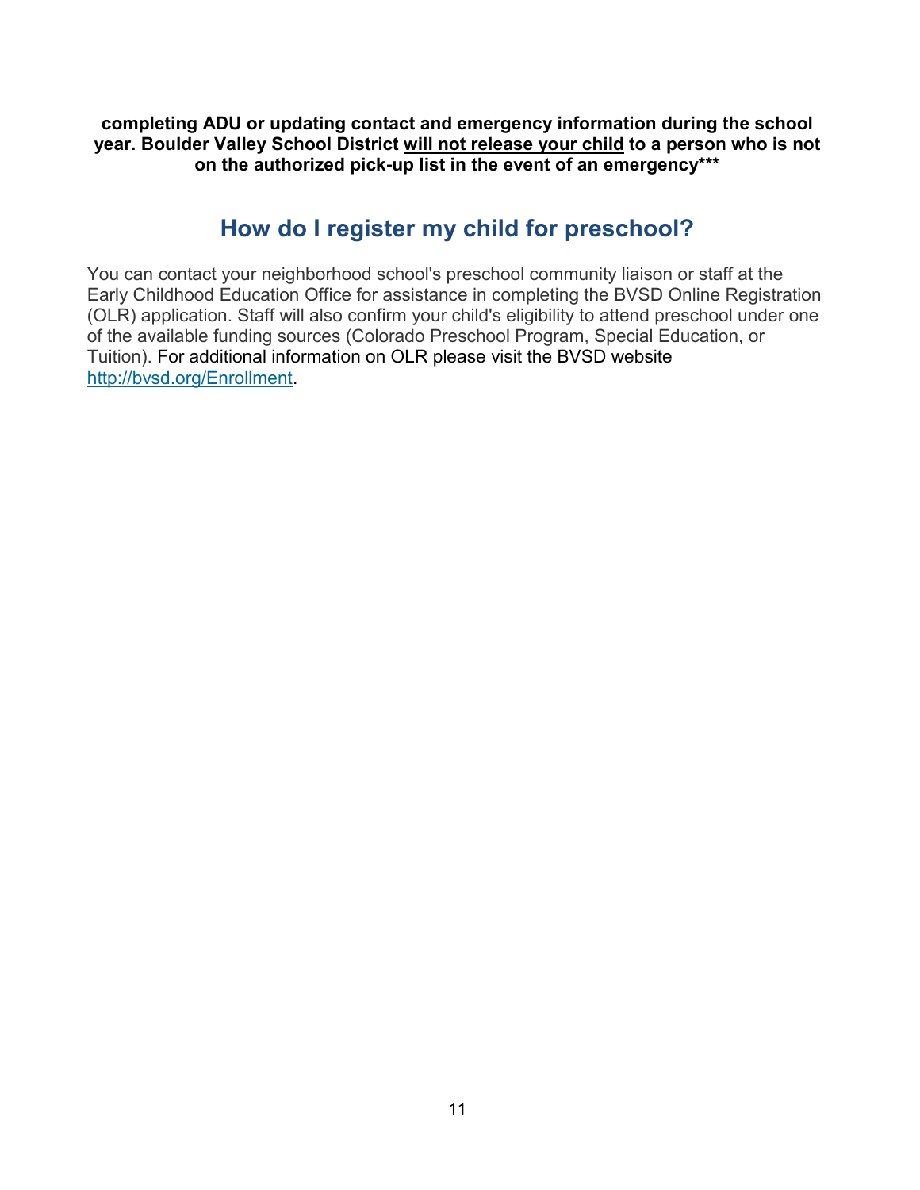**completing ADU or updating contact and emergency information during the school year. Boulder Valley School District <u>will not release your child</u> to a person who is not on the authorized pick-up list in the event of an emergency*****

## How do I register my child for preschool?

You can contact your neighborhood school's preschool community liaison or staff at the Early Childhood Education Office for assistance in completing the BVSD Online Registration (OLR) application. Staff will also confirm your child's eligibility to attend preschool under one of the available funding sources (Colorado Preschool Program, Special Education, or Tuition). For additional information on OLR please visit the BVSD website [http://bvsd.org/Enrollment](http://bvsd.org/Enrollment).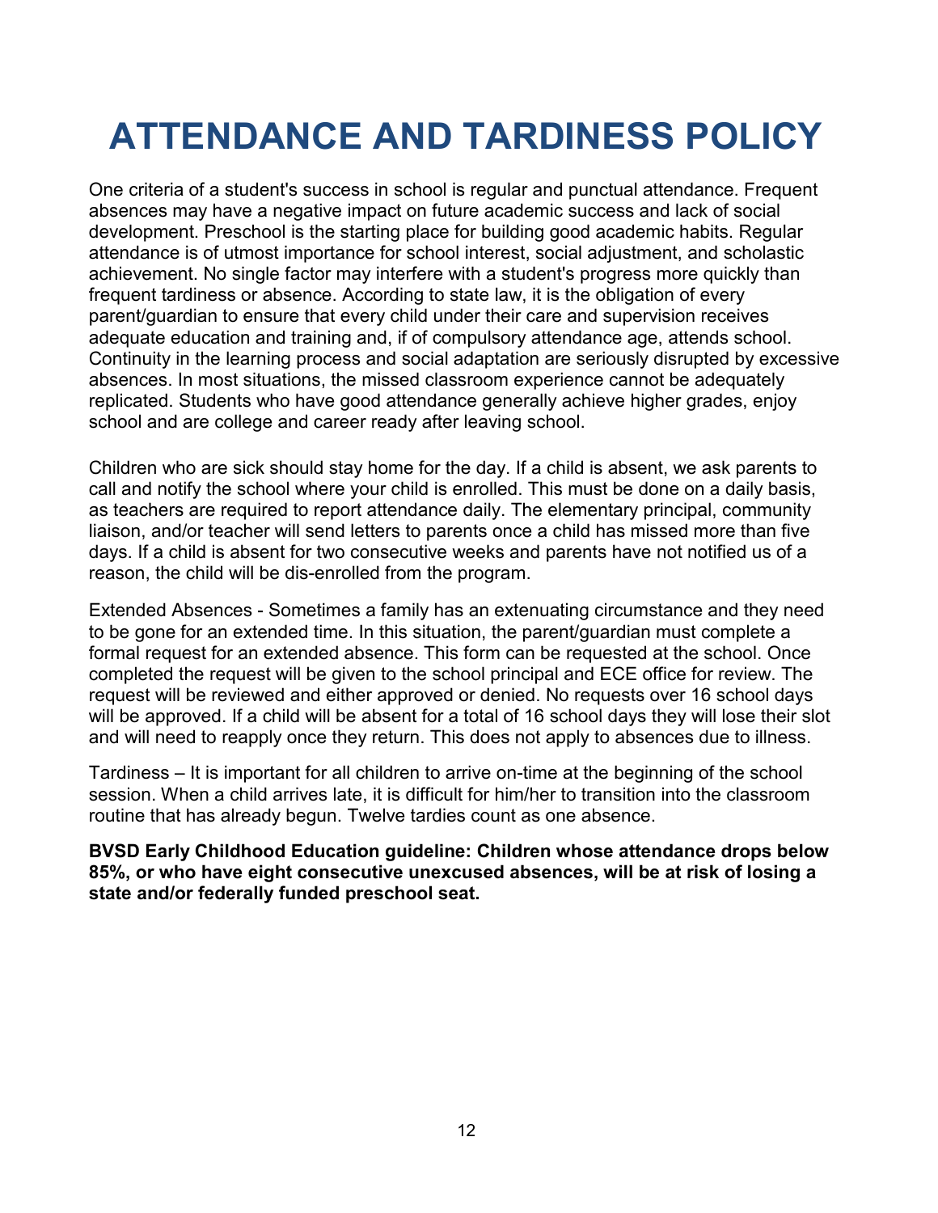# ATTENDANCE AND TARDINESS POLICY

One criteria of a student's success in school is regular and punctual attendance. Frequent absences may have a negative impact on future academic success and lack of social development. Preschool is the starting place for building good academic habits. Regular attendance is of utmost importance for school interest, social adjustment, and scholastic achievement. No single factor may interfere with a student's progress more quickly than frequent tardiness or absence. According to state law, it is the obligation of every parent/guardian to ensure that every child under their care and supervision receives adequate education and training and, if of compulsory attendance age, attends school. Continuity in the learning process and social adaptation are seriously disrupted by excessive absences. In most situations, the missed classroom experience cannot be adequately replicated. Students who have good attendance generally achieve higher grades, enjoy school and are college and career ready after leaving school.

Children who are sick should stay home for the day. If a child is absent, we ask parents to call and notify the school where your child is enrolled. This must be done on a daily basis, as teachers are required to report attendance daily. The elementary principal, community liaison, and/or teacher will send letters to parents once a child has missed more than five days. If a child is absent for two consecutive weeks and parents have not notified us of a reason, the child will be dis-enrolled from the program.

Extended Absences - Sometimes a family has an extenuating circumstance and they need to be gone for an extended time. In this situation, the parent/guardian must complete a formal request for an extended absence. This form can be requested at the school. Once completed the request will be given to the school principal and ECE office for review. The request will be reviewed and either approved or denied. No requests over 16 school days will be approved. If a child will be absent for a total of 16 school days they will lose their slot and will need to reapply once they return. This does not apply to absences due to illness.

Tardiness – It is important for all children to arrive on-time at the beginning of the school session. When a child arrives late, it is difficult for him/her to transition into the classroom routine that has already begun. Twelve tardies count as one absence.

**BVSD Early Childhood Education guideline: Children whose attendance drops below 85%, or who have eight consecutive unexcused absences, will be at risk of losing a state and/or federally funded preschool seat.**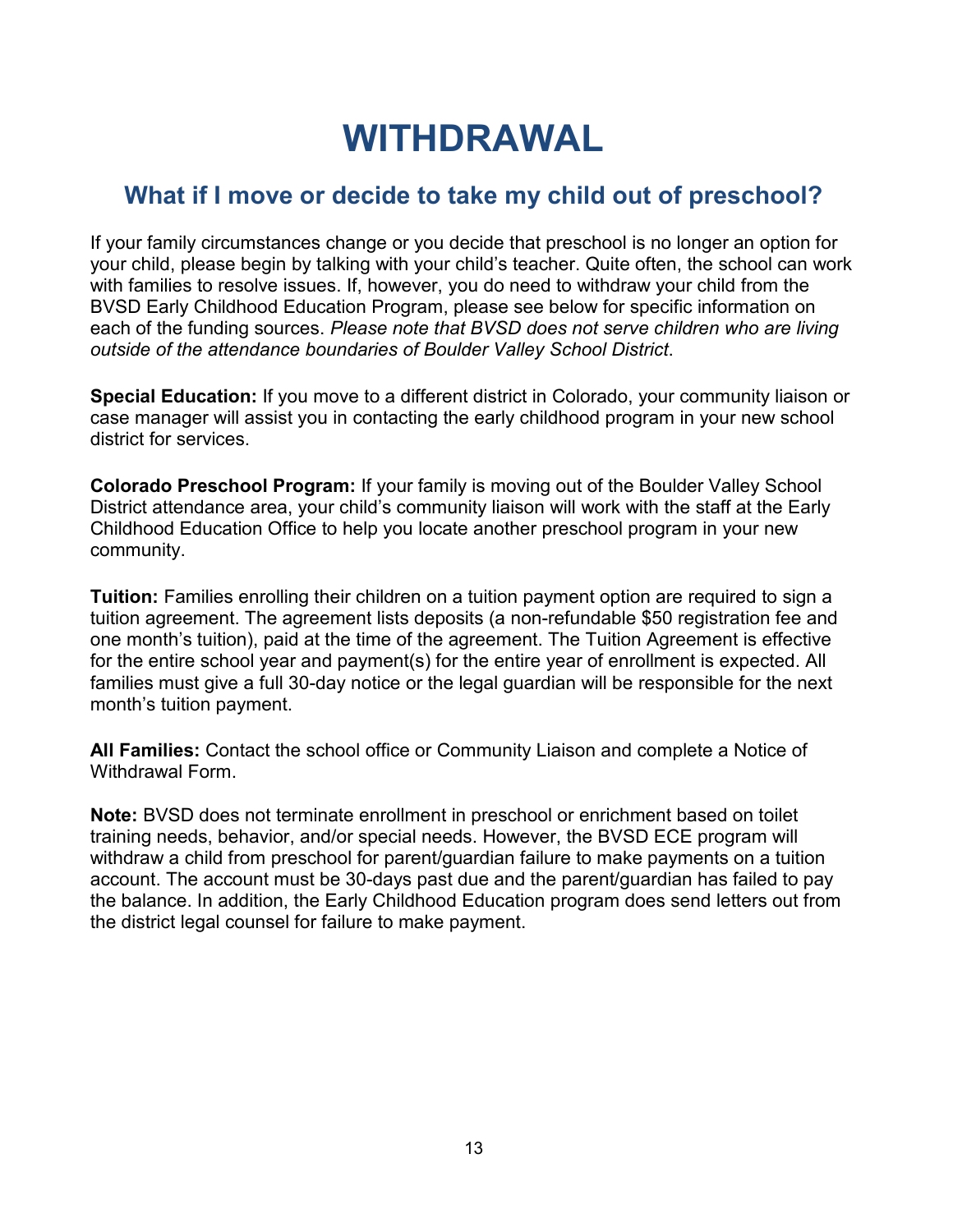# WITHDRAWAL

## What if I move or decide to take my child out of preschool?

If your family circumstances change or you decide that preschool is no longer an option for your child, please begin by talking with your child's teacher. Quite often, the school can work with families to resolve issues. If, however, you do need to withdraw your child from the BVSD Early Childhood Education Program, please see below for specific information on each of the funding sources. *Please note that BVSD does not serve children who are living outside of the attendance boundaries of Boulder Valley School District*.

**Special Education:** If you move to a different district in Colorado, your community liaison or case manager will assist you in contacting the early childhood program in your new school district for services.

**Colorado Preschool Program:** If your family is moving out of the Boulder Valley School District attendance area, your child's community liaison will work with the staff at the Early Childhood Education Office to help you locate another preschool program in your new community.

**Tuition:** Families enrolling their children on a tuition payment option are required to sign a tuition agreement. The agreement lists deposits (a non-refundable $50 registration fee and one month's tuition), paid at the time of the agreement. The Tuition Agreement is effective for the entire school year and payment(s) for the entire year of enrollment is expected. All families must give a full 30-day notice or the legal guardian will be responsible for the next month's tuition payment.

**All Families:** Contact the school office or Community Liaison and complete a Notice of Withdrawal Form.

**Note:** BVSD does not terminate enrollment in preschool or enrichment based on toilet training needs, behavior, and/or special needs. However, the BVSD ECE program will withdraw a child from preschool for parent/guardian failure to make payments on a tuition account. The account must be 30-days past due and the parent/guardian has failed to pay the balance. In addition, the Early Childhood Education program does send letters out from the district legal counsel for failure to make payment.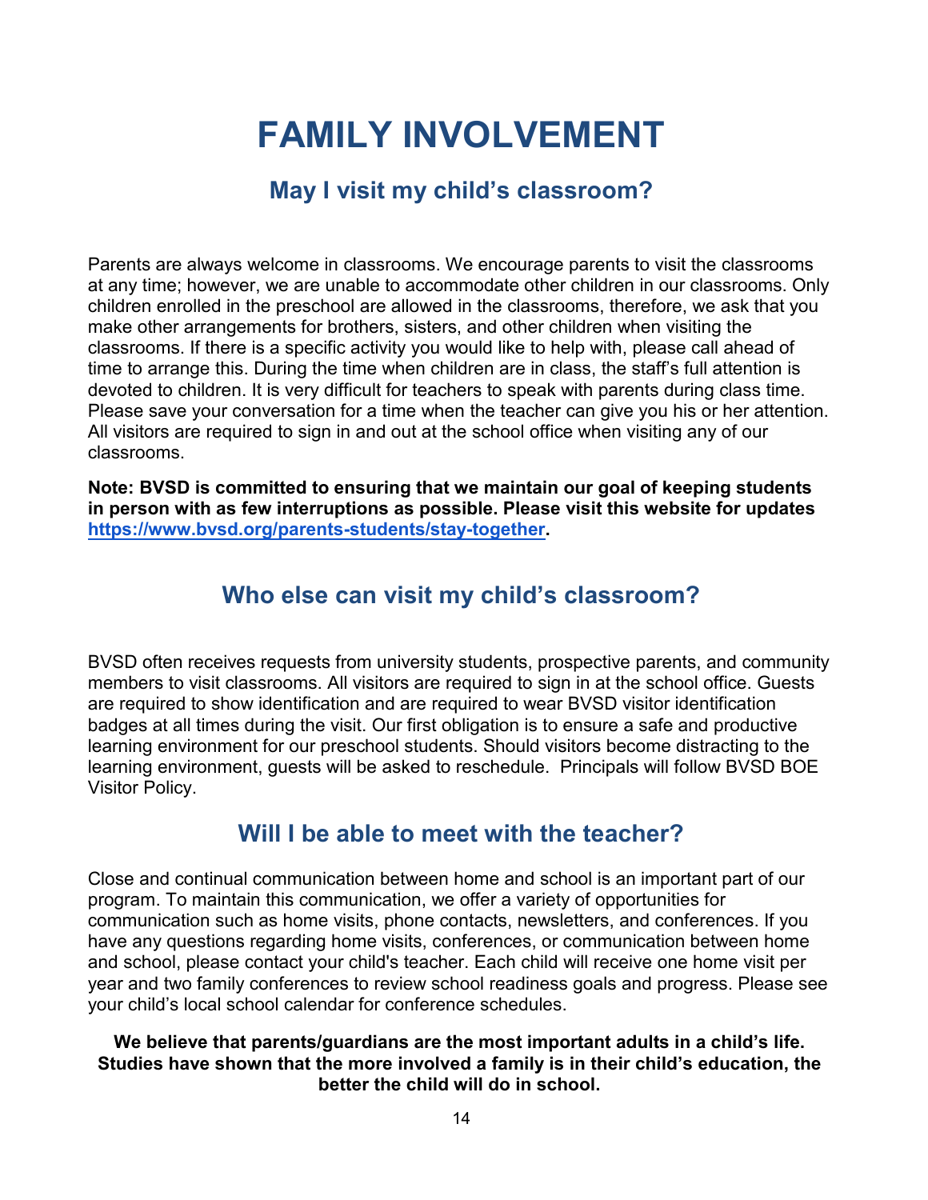# FAMILY INVOLVEMENT

## May I visit my child's classroom?

Parents are always welcome in classrooms. We encourage parents to visit the classrooms at any time; however, we are unable to accommodate other children in our classrooms. Only children enrolled in the preschool are allowed in the classrooms, therefore, we ask that you make other arrangements for brothers, sisters, and other children when visiting the classrooms. If there is a specific activity you would like to help with, please call ahead of time to arrange this. During the time when children are in class, the staff's full attention is devoted to children. It is very difficult for teachers to speak with parents during class time. Please save your conversation for a time when the teacher can give you his or her attention. All visitors are required to sign in and out at the school office when visiting any of our classrooms.

**Note: BVSD is committed to ensuring that we maintain our goal of keeping students in person with as few interruptions as possible. Please visit this website for updates [https://www.bvsd.org/parents-students/stay-together](https://www.bvsd.org/parents-students/stay-together).**

## Who else can visit my child's classroom?

BVSD often receives requests from university students, prospective parents, and community members to visit classrooms. All visitors are required to sign in at the school office. Guests are required to show identification and are required to wear BVSD visitor identification badges at all times during the visit. Our first obligation is to ensure a safe and productive learning environment for our preschool students. Should visitors become distracting to the learning environment, guests will be asked to reschedule. Principals will follow BVSD BOE Visitor Policy.

## Will I be able to meet with the teacher?

Close and continual communication between home and school is an important part of our program. To maintain this communication, we offer a variety of opportunities for communication such as home visits, phone contacts, newsletters, and conferences. If you have any questions regarding home visits, conferences, or communication between home and school, please contact your child's teacher. Each child will receive one home visit per year and two family conferences to review school readiness goals and progress. Please see your child's local school calendar for conference schedules.

**We believe that parents/guardians are the most important adults in a child's life. Studies have shown that the more involved a family is in their child's education, the better the child will do in school.**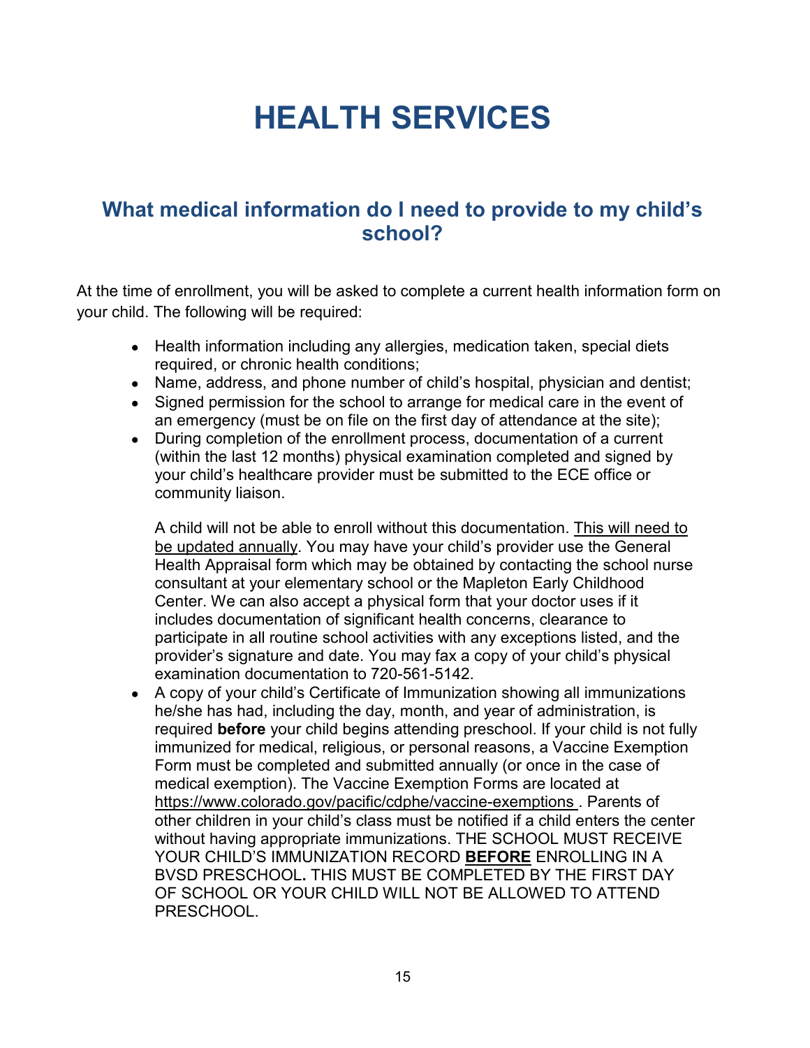# HEALTH SERVICES

## What medical information do I need to provide to my child's school?

At the time of enrollment, you will be asked to complete a current health information form on your child. The following will be required:

- Health information including any allergies, medication taken, special diets required, or chronic health conditions;
- Name, address, and phone number of child's hospital, physician and dentist;
- Signed permission for the school to arrange for medical care in the event of an emergency (must be on file on the first day of attendance at the site);
- During completion of the enrollment process, documentation of a current (within the last 12 months) physical examination completed and signed by your child's healthcare provider must be submitted to the ECE office or community liaison.

  A child will not be able to enroll without this documentation. <u>This will need to be updated annually</u>. You may have your child's provider use the General Health Appraisal form which may be obtained by contacting the school nurse consultant at your elementary school or the Mapleton Early Childhood Center. We can also accept a physical form that your doctor uses if it includes documentation of significant health concerns, clearance to participate in all routine school activities with any exceptions listed, and the provider's signature and date. You may fax a copy of your child's physical examination documentation to 720-561-5142.
- A copy of your child's Certificate of Immunization showing all immunizations he/she has had, including the day, month, and year of administration, is required **before** your child begins attending preschool. If your child is not fully immunized for medical, religious, or personal reasons, a Vaccine Exemption Form must be completed and submitted annually (or once in the case of medical exemption). The Vaccine Exemption Forms are located at https://www.colorado.gov/pacific/cdphe/vaccine-exemptions . Parents of other children in your child's class must be notified if a child enters the center without having appropriate immunizations. THE SCHOOL MUST RECEIVE YOUR CHILD'S IMMUNIZATION RECORD **<u>BEFORE</u>** ENROLLING IN A BVSD PRESCHOOL. THIS MUST BE COMPLETED BY THE FIRST DAY OF SCHOOL OR YOUR CHILD WILL NOT BE ALLOWED TO ATTEND PRESCHOOL.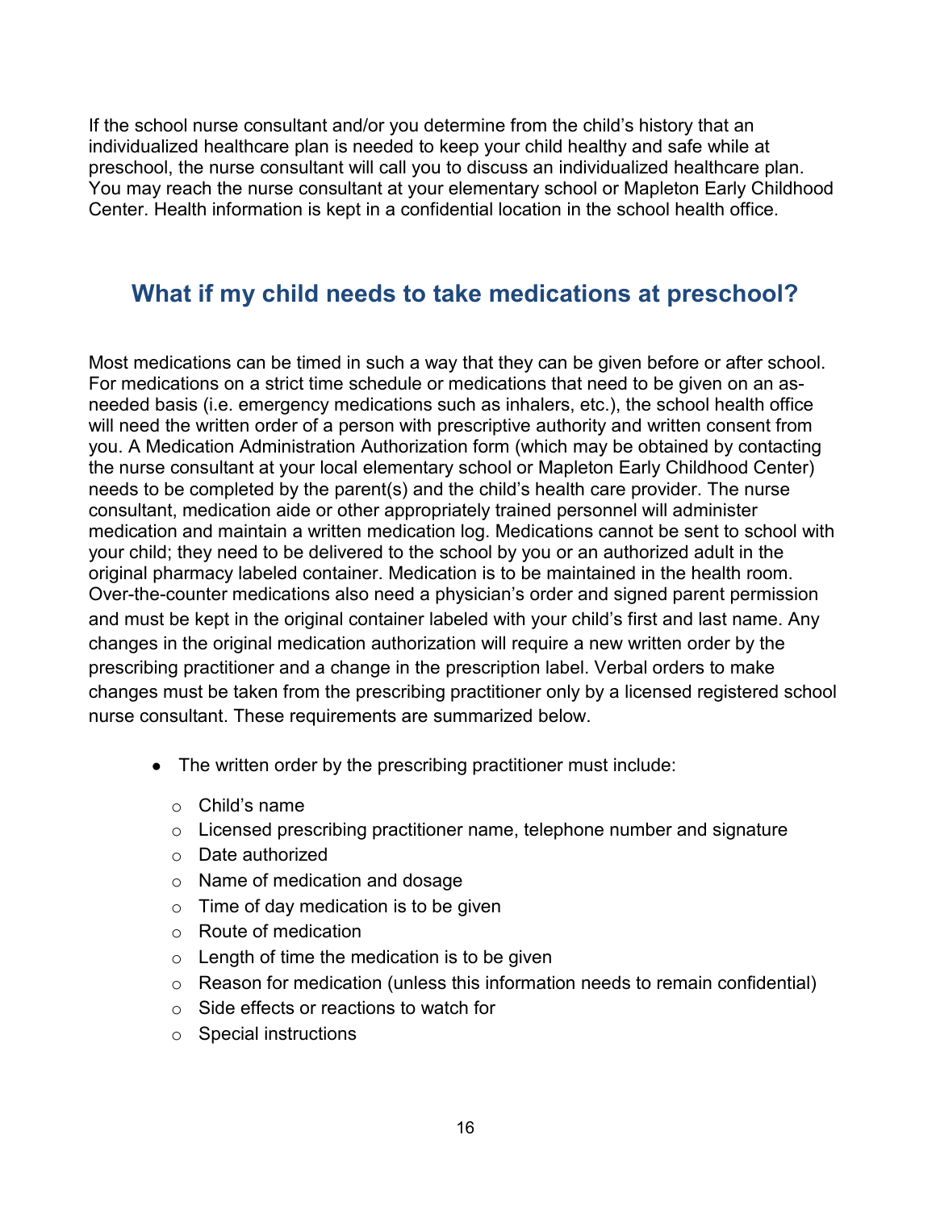If the school nurse consultant and/or you determine from the child's history that an individualized healthcare plan is needed to keep your child healthy and safe while at preschool, the nurse consultant will call you to discuss an individualized healthcare plan. You may reach the nurse consultant at your elementary school or Mapleton Early Childhood Center. Health information is kept in a confidential location in the school health office.

## What if my child needs to take medications at preschool?

Most medications can be timed in such a way that they can be given before or after school. For medications on a strict time schedule or medications that need to be given on an as-needed basis (i.e. emergency medications such as inhalers, etc.), the school health office will need the written order of a person with prescriptive authority and written consent from you. A Medication Administration Authorization form (which may be obtained by contacting the nurse consultant at your local elementary school or Mapleton Early Childhood Center) needs to be completed by the parent(s) and the child's health care provider. The nurse consultant, medication aide or other appropriately trained personnel will administer medication and maintain a written medication log. Medications cannot be sent to school with your child; they need to be delivered to the school by you or an authorized adult in the original pharmacy labeled container. Medication is to be maintained in the health room. Over-the-counter medications also need a physician's order and signed parent permission and must be kept in the original container labeled with your child's first and last name. Any changes in the original medication authorization will require a new written order by the prescribing practitioner and a change in the prescription label. Verbal orders to make changes must be taken from the prescribing practitioner only by a licensed registered school nurse consultant. These requirements are summarized below.

- The written order by the prescribing practitioner must include:
  - Child's name
  - Licensed prescribing practitioner name, telephone number and signature
  - Date authorized
  - Name of medication and dosage
  - Time of day medication is to be given
  - Route of medication
  - Length of time the medication is to be given
  - Reason for medication (unless this information needs to remain confidential)
  - Side effects or reactions to watch for
  - Special instructions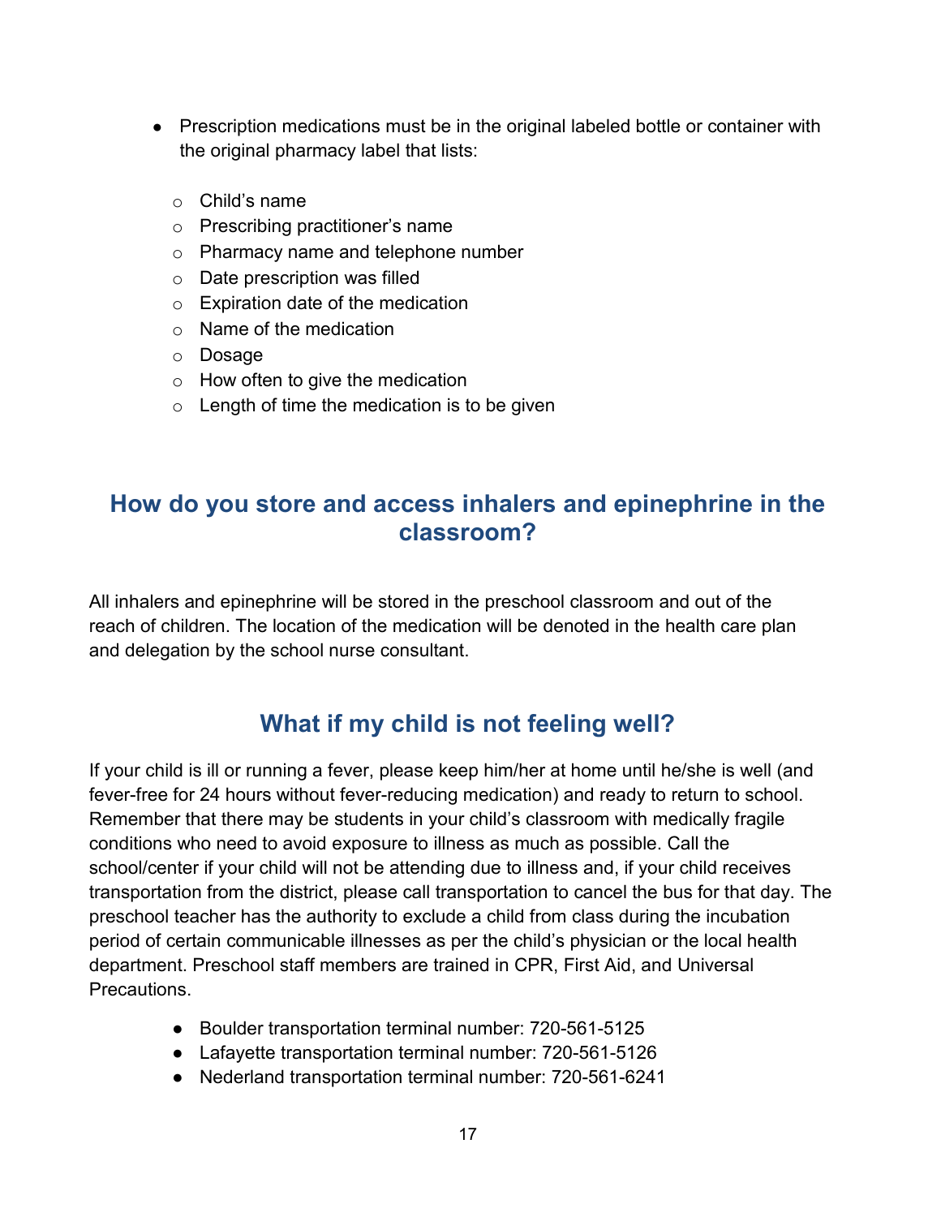- Prescription medications must be in the original labeled bottle or container with the original pharmacy label that lists:
  - Child's name
  - Prescribing practitioner's name
  - Pharmacy name and telephone number
  - Date prescription was filled
  - Expiration date of the medication
  - Name of the medication
  - Dosage
  - How often to give the medication
  - Length of time the medication is to be given

## How do you store and access inhalers and epinephrine in the classroom?

All inhalers and epinephrine will be stored in the preschool classroom and out of the reach of children. The location of the medication will be denoted in the health care plan and delegation by the school nurse consultant.

## What if my child is not feeling well?

If your child is ill or running a fever, please keep him/her at home until he/she is well (and fever-free for 24 hours without fever-reducing medication) and ready to return to school. Remember that there may be students in your child's classroom with medically fragile conditions who need to avoid exposure to illness as much as possible. Call the school/center if your child will not be attending due to illness and, if your child receives transportation from the district, please call transportation to cancel the bus for that day. The preschool teacher has the authority to exclude a child from class during the incubation period of certain communicable illnesses as per the child's physician or the local health department. Preschool staff members are trained in CPR, First Aid, and Universal Precautions.

- Boulder transportation terminal number: 720-561-5125
- Lafayette transportation terminal number: 720-561-5126
- Nederland transportation terminal number: 720-561-6241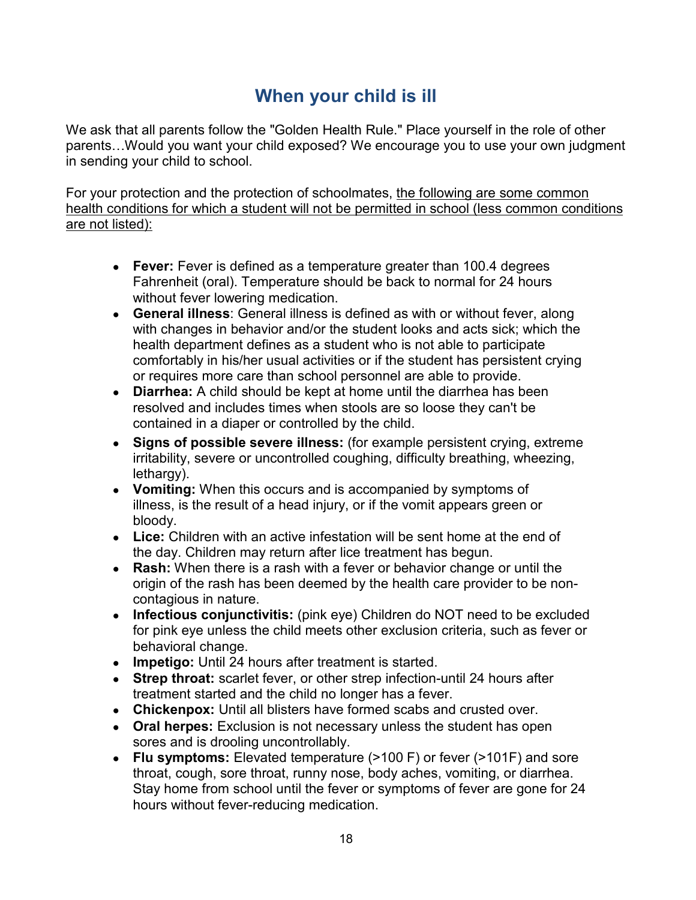# When your child is ill

We ask that all parents follow the "Golden Health Rule." Place yourself in the role of other parents…Would you want your child exposed? We encourage you to use your own judgment in sending your child to school.

For your protection and the protection of schoolmates, <u>the following are some common health conditions for which a student will not be permitted in school (less common conditions are not listed):</u>

- **Fever:** Fever is defined as a temperature greater than 100.4 degrees Fahrenheit (oral). Temperature should be back to normal for 24 hours without fever lowering medication.
- **General illness**: General illness is defined as with or without fever, along with changes in behavior and/or the student looks and acts sick; which the health department defines as a student who is not able to participate comfortably in his/her usual activities or if the student has persistent crying or requires more care than school personnel are able to provide.
- **Diarrhea:** A child should be kept at home until the diarrhea has been resolved and includes times when stools are so loose they can't be contained in a diaper or controlled by the child.
- **Signs of possible severe illness:** (for example persistent crying, extreme irritability, severe or uncontrolled coughing, difficulty breathing, wheezing, lethargy).
- **Vomiting:** When this occurs and is accompanied by symptoms of illness, is the result of a head injury, or if the vomit appears green or bloody.
- **Lice:** Children with an active infestation will be sent home at the end of the day. Children may return after lice treatment has begun.
- **Rash:** When there is a rash with a fever or behavior change or until the origin of the rash has been deemed by the health care provider to be non-contagious in nature.
- **Infectious conjunctivitis:** (pink eye) Children do NOT need to be excluded for pink eye unless the child meets other exclusion criteria, such as fever or behavioral change.
- **Impetigo:** Until 24 hours after treatment is started.
- **Strep throat:** scarlet fever, or other strep infection-until 24 hours after treatment started and the child no longer has a fever.
- **Chickenpox:** Until all blisters have formed scabs and crusted over.
- **Oral herpes:** Exclusion is not necessary unless the student has open sores and is drooling uncontrollably.
- **Flu symptoms:** Elevated temperature (>100 F) or fever (>101F) and sore throat, cough, sore throat, runny nose, body aches, vomiting, or diarrhea. Stay home from school until the fever or symptoms of fever are gone for 24 hours without fever-reducing medication.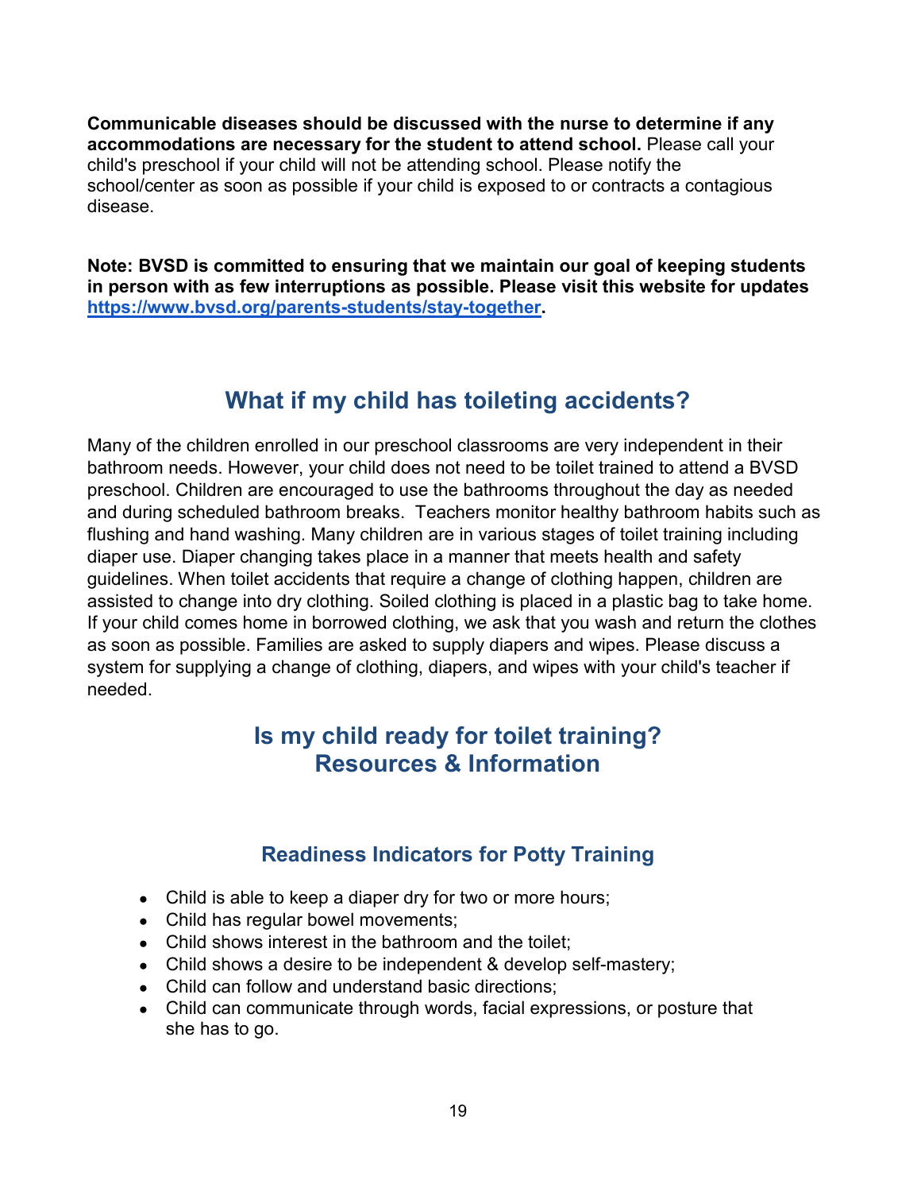**Communicable diseases should be discussed with the nurse to determine if any accommodations are necessary for the student to attend school.** Please call your child's preschool if your child will not be attending school. Please notify the school/center as soon as possible if your child is exposed to or contracts a contagious disease.

**Note: BVSD is committed to ensuring that we maintain our goal of keeping students in person with as few interruptions as possible. Please visit this website for updates [https://www.bvsd.org/parents-students/stay-together](https://www.bvsd.org/parents-students/stay-together).**

## What if my child has toileting accidents?

Many of the children enrolled in our preschool classrooms are very independent in their bathroom needs. However, your child does not need to be toilet trained to attend a BVSD preschool. Children are encouraged to use the bathrooms throughout the day as needed and during scheduled bathroom breaks. Teachers monitor healthy bathroom habits such as flushing and hand washing. Many children are in various stages of toilet training including diaper use. Diaper changing takes place in a manner that meets health and safety guidelines. When toilet accidents that require a change of clothing happen, children are assisted to change into dry clothing. Soiled clothing is placed in a plastic bag to take home. If your child comes home in borrowed clothing, we ask that you wash and return the clothes as soon as possible. Families are asked to supply diapers and wipes. Please discuss a system for supplying a change of clothing, diapers, and wipes with your child's teacher if needed.

## Is my child ready for toilet training? Resources & Information

### Readiness Indicators for Potty Training

- Child is able to keep a diaper dry for two or more hours;
- Child has regular bowel movements;
- Child shows interest in the bathroom and the toilet;
- Child shows a desire to be independent & develop self-mastery;
- Child can follow and understand basic directions;
- Child can communicate through words, facial expressions, or posture that she has to go.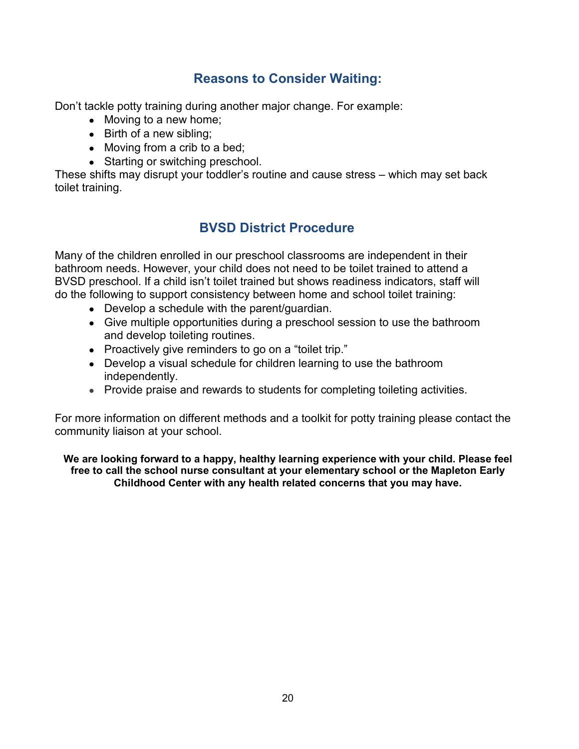## Reasons to Consider Waiting:

Don't tackle potty training during another major change. For example:

- Moving to a new home;
- Birth of a new sibling;
- Moving from a crib to a bed;
- Starting or switching preschool.

These shifts may disrupt your toddler's routine and cause stress – which may set back toilet training.

## BVSD District Procedure

Many of the children enrolled in our preschool classrooms are independent in their bathroom needs. However, your child does not need to be toilet trained to attend a BVSD preschool. If a child isn't toilet trained but shows readiness indicators, staff will do the following to support consistency between home and school toilet training:

- Develop a schedule with the parent/guardian.
- Give multiple opportunities during a preschool session to use the bathroom and develop toileting routines.
- Proactively give reminders to go on a "toilet trip."
- Develop a visual schedule for children learning to use the bathroom independently.
- Provide praise and rewards to students for completing toileting activities.

For more information on different methods and a toolkit for potty training please contact the community liaison at your school.

**We are looking forward to a happy, healthy learning experience with your child. Please feel free to call the school nurse consultant at your elementary school or the Mapleton Early Childhood Center with any health related concerns that you may have.**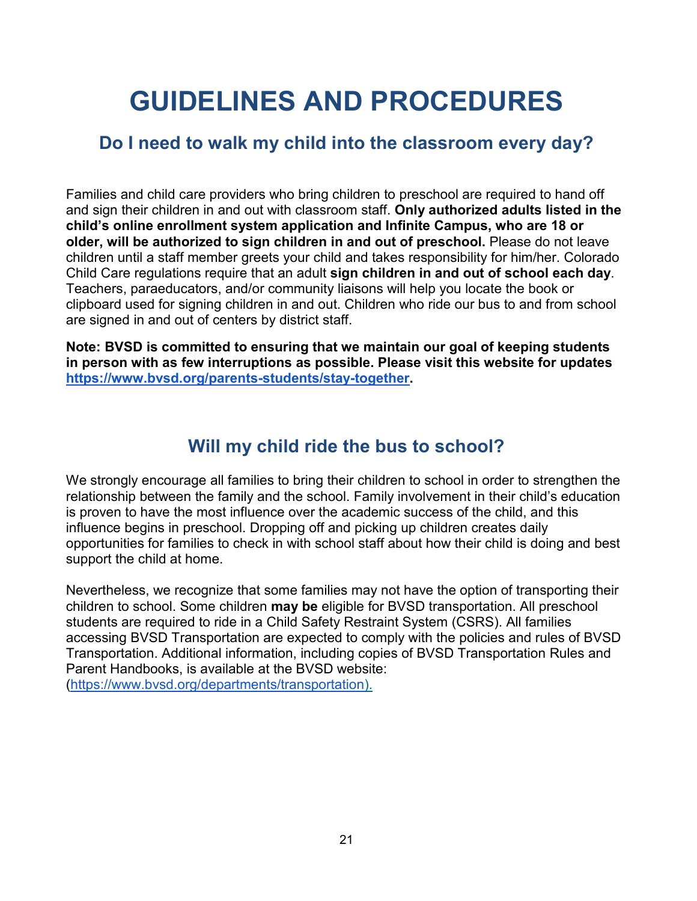# GUIDELINES AND PROCEDURES

## Do I need to walk my child into the classroom every day?

Families and child care providers who bring children to preschool are required to hand off and sign their children in and out with classroom staff. **Only authorized adults listed in the child's online enrollment system application and Infinite Campus, who are 18 or older, will be authorized to sign children in and out of preschool.** Please do not leave children until a staff member greets your child and takes responsibility for him/her. Colorado Child Care regulations require that an adult **sign children in and out of school each day**. Teachers, paraeducators, and/or community liaisons will help you locate the book or clipboard used for signing children in and out. Children who ride our bus to and from school are signed in and out of centers by district staff.

**Note: BVSD is committed to ensuring that we maintain our goal of keeping students in person with as few interruptions as possible. Please visit this website for updates [https://www.bvsd.org/parents-students/stay-together](https://www.bvsd.org/parents-students/stay-together).**

## Will my child ride the bus to school?

We strongly encourage all families to bring their children to school in order to strengthen the relationship between the family and the school. Family involvement in their child's education is proven to have the most influence over the academic success of the child, and this influence begins in preschool. Dropping off and picking up children creates daily opportunities for families to check in with school staff about how their child is doing and best support the child at home.

Nevertheless, we recognize that some families may not have the option of transporting their children to school. Some children **may be** eligible for BVSD transportation. All preschool students are required to ride in a Child Safety Restraint System (CSRS). All families accessing BVSD Transportation are expected to comply with the policies and rules of BVSD Transportation. Additional information, including copies of BVSD Transportation Rules and Parent Handbooks, is available at the BVSD website: ([https://www.bvsd.org/departments/transportation](https://www.bvsd.org/departments/transportation)).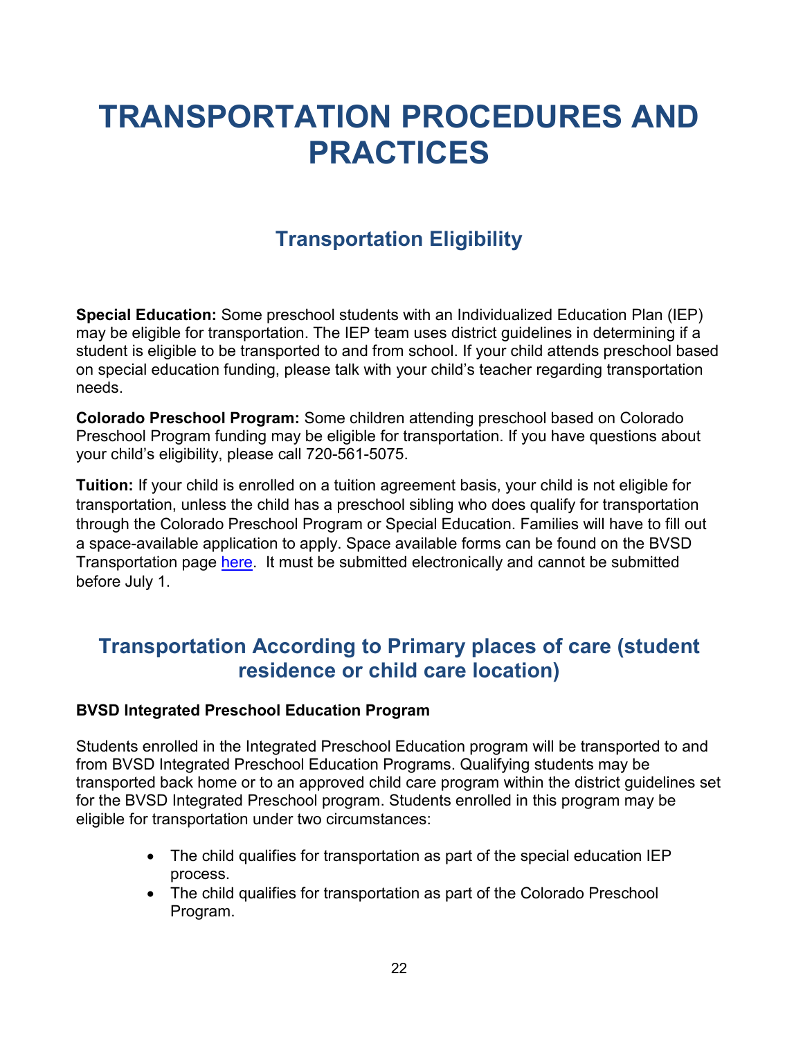# TRANSPORTATION PROCEDURES AND PRACTICES

## Transportation Eligibility

**Special Education:** Some preschool students with an Individualized Education Plan (IEP) may be eligible for transportation. The IEP team uses district guidelines in determining if a student is eligible to be transported to and from school. If your child attends preschool based on special education funding, please talk with your child's teacher regarding transportation needs.

**Colorado Preschool Program:** Some children attending preschool based on Colorado Preschool Program funding may be eligible for transportation. If you have questions about your child's eligibility, please call 720-561-5075.

**Tuition:** If your child is enrolled on a tuition agreement basis, your child is not eligible for transportation, unless the child has a preschool sibling who does qualify for transportation through the Colorado Preschool Program or Special Education. Families will have to fill out a space-available application to apply. Space available forms can be found on the BVSD Transportation page here. It must be submitted electronically and cannot be submitted before July 1.

## Transportation According to Primary places of care (student residence or child care location)

**BVSD Integrated Preschool Education Program**

Students enrolled in the Integrated Preschool Education program will be transported to and from BVSD Integrated Preschool Education Programs. Qualifying students may be transported back home or to an approved child care program within the district guidelines set for the BVSD Integrated Preschool program. Students enrolled in this program may be eligible for transportation under two circumstances:

- The child qualifies for transportation as part of the special education IEP process.
- The child qualifies for transportation as part of the Colorado Preschool Program.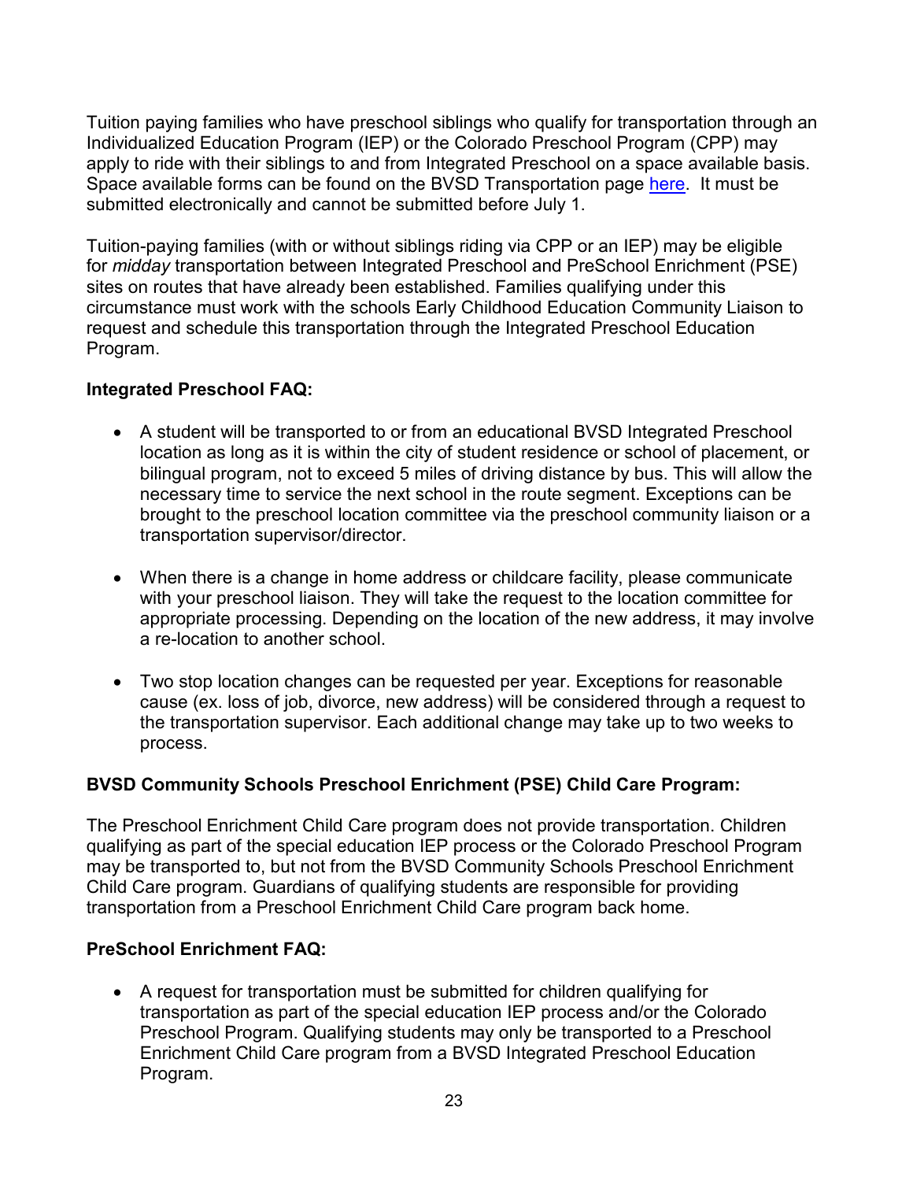Tuition paying families who have preschool siblings who qualify for transportation through an Individualized Education Program (IEP) or the Colorado Preschool Program (CPP) may apply to ride with their siblings to and from Integrated Preschool on a space available basis. Space available forms can be found on the BVSD Transportation page [here](). It must be submitted electronically and cannot be submitted before July 1.

Tuition-paying families (with or without siblings riding via CPP or an IEP) may be eligible for *midday* transportation between Integrated Preschool and PreSchool Enrichment (PSE) sites on routes that have already been established. Families qualifying under this circumstance must work with the schools Early Childhood Education Community Liaison to request and schedule this transportation through the Integrated Preschool Education Program.

**Integrated Preschool FAQ:**

- A student will be transported to or from an educational BVSD Integrated Preschool location as long as it is within the city of student residence or school of placement, or bilingual program, not to exceed 5 miles of driving distance by bus. This will allow the necessary time to service the next school in the route segment. Exceptions can be brought to the preschool location committee via the preschool community liaison or a transportation supervisor/director.

- When there is a change in home address or childcare facility, please communicate with your preschool liaison. They will take the request to the location committee for appropriate processing. Depending on the location of the new address, it may involve a re-location to another school.

- Two stop location changes can be requested per year. Exceptions for reasonable cause (ex. loss of job, divorce, new address) will be considered through a request to the transportation supervisor. Each additional change may take up to two weeks to process.

**BVSD Community Schools Preschool Enrichment (PSE) Child Care Program:**

The Preschool Enrichment Child Care program does not provide transportation. Children qualifying as part of the special education IEP process or the Colorado Preschool Program may be transported to, but not from the BVSD Community Schools Preschool Enrichment Child Care program. Guardians of qualifying students are responsible for providing transportation from a Preschool Enrichment Child Care program back home.

**PreSchool Enrichment FAQ:**

- A request for transportation must be submitted for children qualifying for transportation as part of the special education IEP process and/or the Colorado Preschool Program. Qualifying students may only be transported to a Preschool Enrichment Child Care program from a BVSD Integrated Preschool Education Program.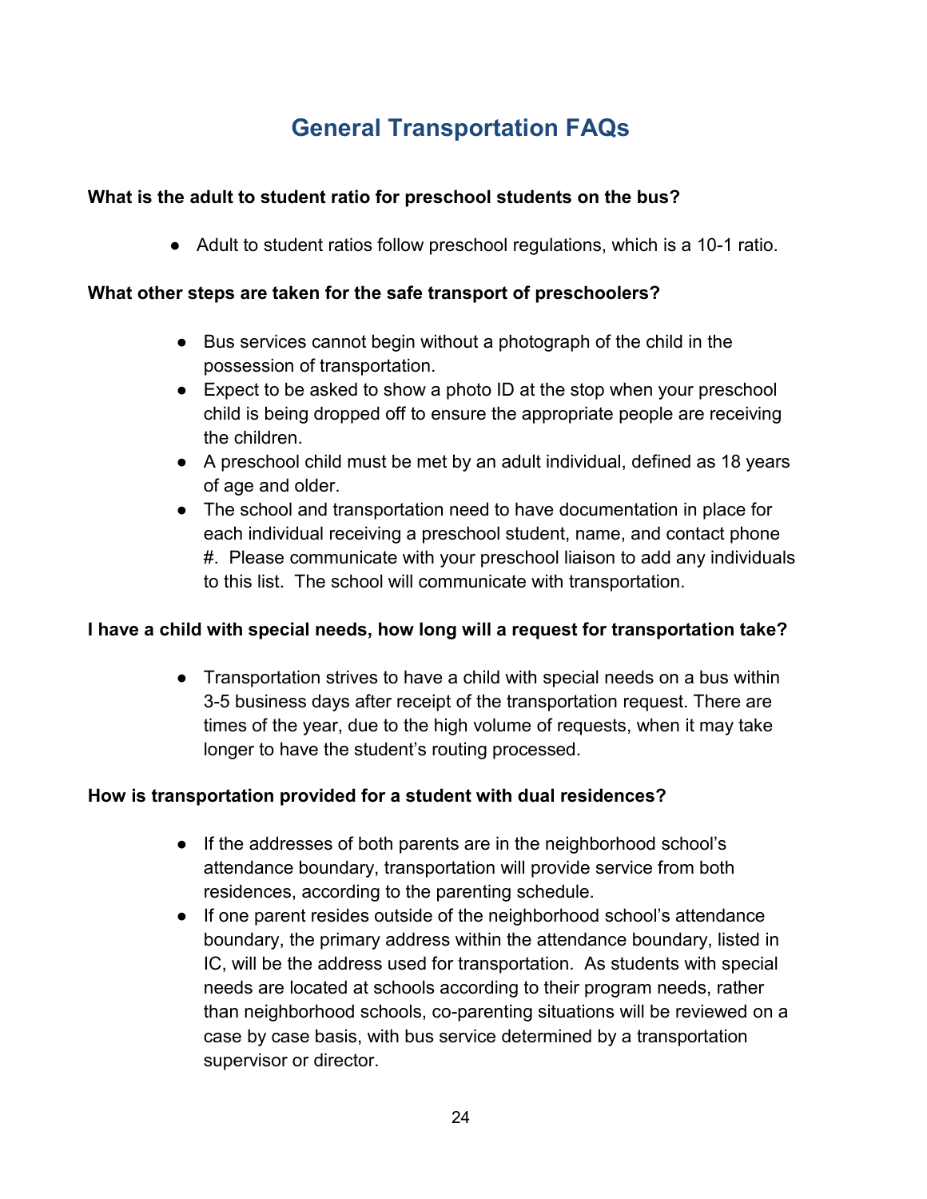## General Transportation FAQs

**What is the adult to student ratio for preschool students on the bus?**

- Adult to student ratios follow preschool regulations, which is a 10-1 ratio.

**What other steps are taken for the safe transport of preschoolers?**

- Bus services cannot begin without a photograph of the child in the possession of transportation.
- Expect to be asked to show a photo ID at the stop when your preschool child is being dropped off to ensure the appropriate people are receiving the children.
- A preschool child must be met by an adult individual, defined as 18 years of age and older.
- The school and transportation need to have documentation in place for each individual receiving a preschool student, name, and contact phone #. Please communicate with your preschool liaison to add any individuals to this list. The school will communicate with transportation.

**I have a child with special needs, how long will a request for transportation take?**

- Transportation strives to have a child with special needs on a bus within 3-5 business days after receipt of the transportation request. There are times of the year, due to the high volume of requests, when it may take longer to have the student's routing processed.

**How is transportation provided for a student with dual residences?**

- If the addresses of both parents are in the neighborhood school's attendance boundary, transportation will provide service from both residences, according to the parenting schedule.
- If one parent resides outside of the neighborhood school's attendance boundary, the primary address within the attendance boundary, listed in IC, will be the address used for transportation. As students with special needs are located at schools according to their program needs, rather than neighborhood schools, co-parenting situations will be reviewed on a case by case basis, with bus service determined by a transportation supervisor or director.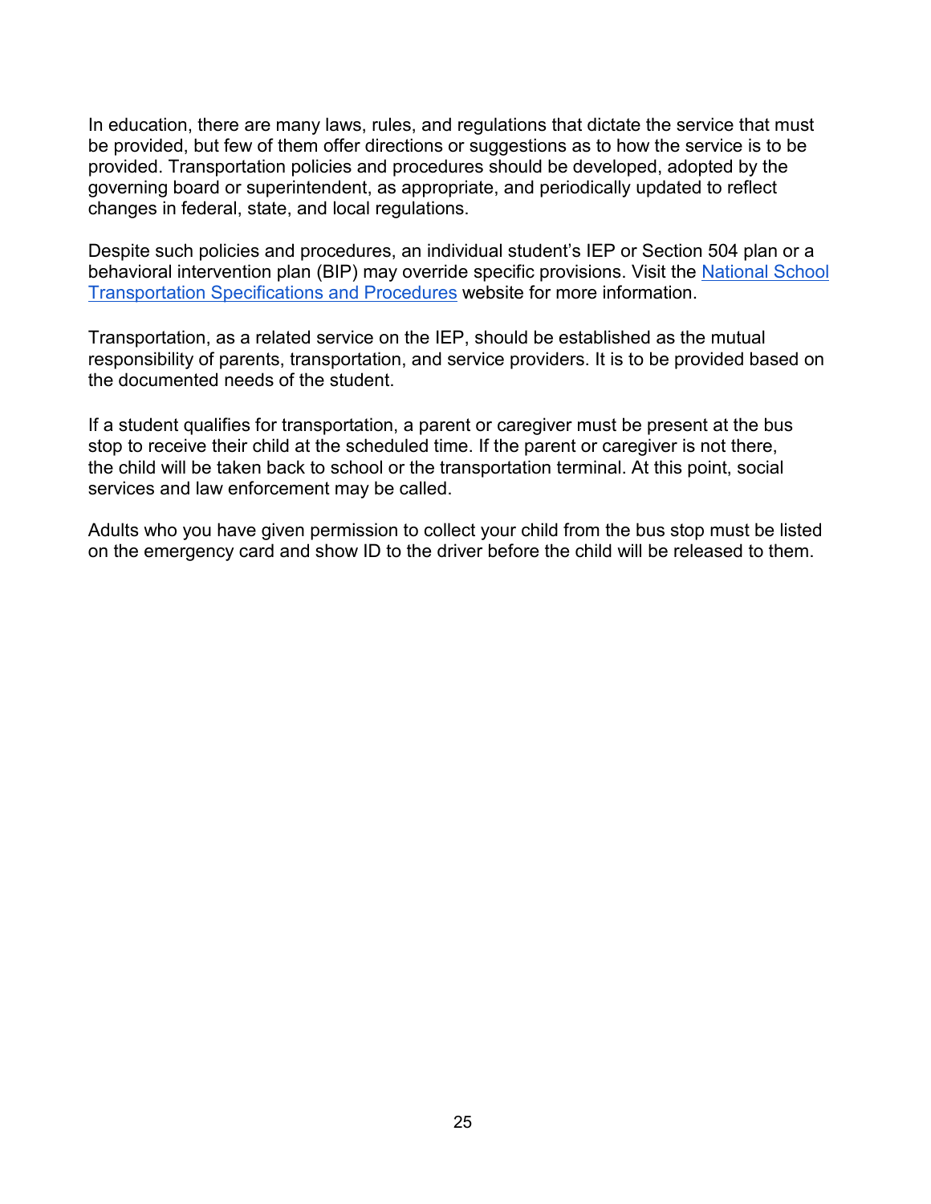In education, there are many laws, rules, and regulations that dictate the service that must be provided, but few of them offer directions or suggestions as to how the service is to be provided. Transportation policies and procedures should be developed, adopted by the governing board or superintendent, as appropriate, and periodically updated to reflect changes in federal, state, and local regulations.

Despite such policies and procedures, an individual student's IEP or Section 504 plan or a behavioral intervention plan (BIP) may override specific provisions. Visit the National School Transportation Specifications and Procedures website for more information.

Transportation, as a related service on the IEP, should be established as the mutual responsibility of parents, transportation, and service providers. It is to be provided based on the documented needs of the student.

If a student qualifies for transportation, a parent or caregiver must be present at the bus stop to receive their child at the scheduled time. If the parent or caregiver is not there, the child will be taken back to school or the transportation terminal. At this point, social services and law enforcement may be called.

Adults who you have given permission to collect your child from the bus stop must be listed on the emergency card and show ID to the driver before the child will be released to them.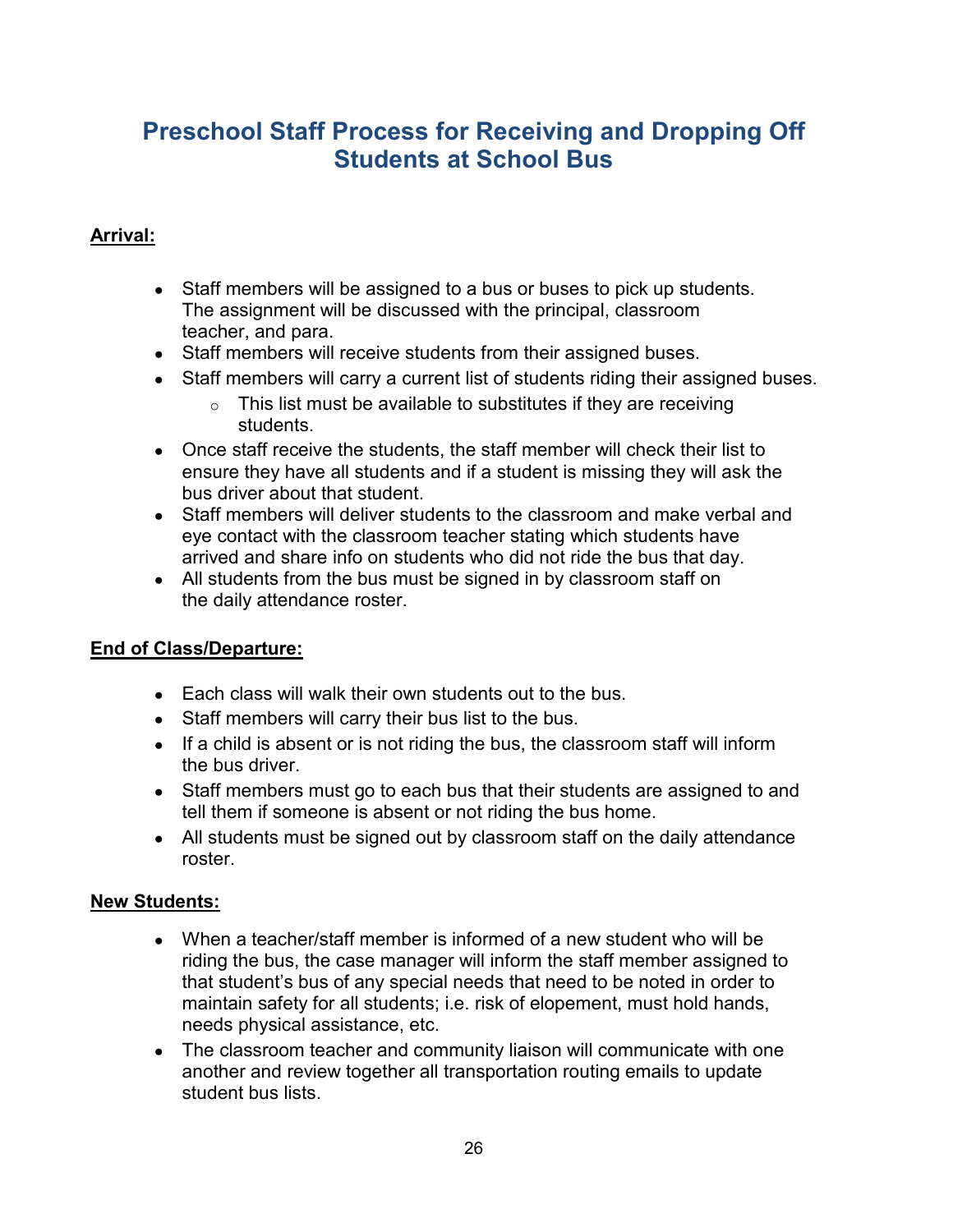# Preschool Staff Process for Receiving and Dropping Off Students at School Bus

**Arrival:**

- Staff members will be assigned to a bus or buses to pick up students. The assignment will be discussed with the principal, classroom teacher, and para.
- Staff members will receive students from their assigned buses.
- Staff members will carry a current list of students riding their assigned buses.
  - This list must be available to substitutes if they are receiving students.
- Once staff receive the students, the staff member will check their list to ensure they have all students and if a student is missing they will ask the bus driver about that student.
- Staff members will deliver students to the classroom and make verbal and eye contact with the classroom teacher stating which students have arrived and share info on students who did not ride the bus that day.
- All students from the bus must be signed in by classroom staff on the daily attendance roster.

**End of Class/Departure:**

- Each class will walk their own students out to the bus.
- Staff members will carry their bus list to the bus.
- If a child is absent or is not riding the bus, the classroom staff will inform the bus driver.
- Staff members must go to each bus that their students are assigned to and tell them if someone is absent or not riding the bus home.
- All students must be signed out by classroom staff on the daily attendance roster.

**New Students:**

- When a teacher/staff member is informed of a new student who will be riding the bus, the case manager will inform the staff member assigned to that student's bus of any special needs that need to be noted in order to maintain safety for all students; i.e. risk of elopement, must hold hands, needs physical assistance, etc.
- The classroom teacher and community liaison will communicate with one another and review together all transportation routing emails to update student bus lists.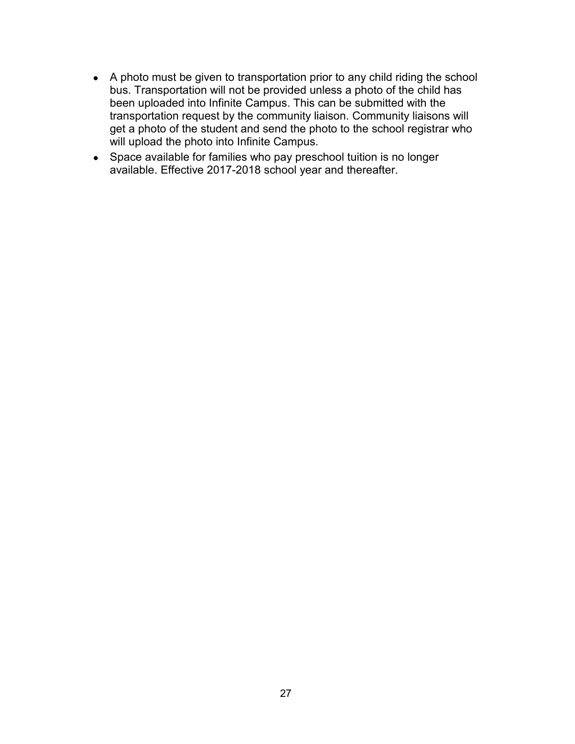- A photo must be given to transportation prior to any child riding the school bus. Transportation will not be provided unless a photo of the child has been uploaded into Infinite Campus. This can be submitted with the transportation request by the community liaison. Community liaisons will get a photo of the student and send the photo to the school registrar who will upload the photo into Infinite Campus.
- Space available for families who pay preschool tuition is no longer available. Effective 2017-2018 school year and thereafter.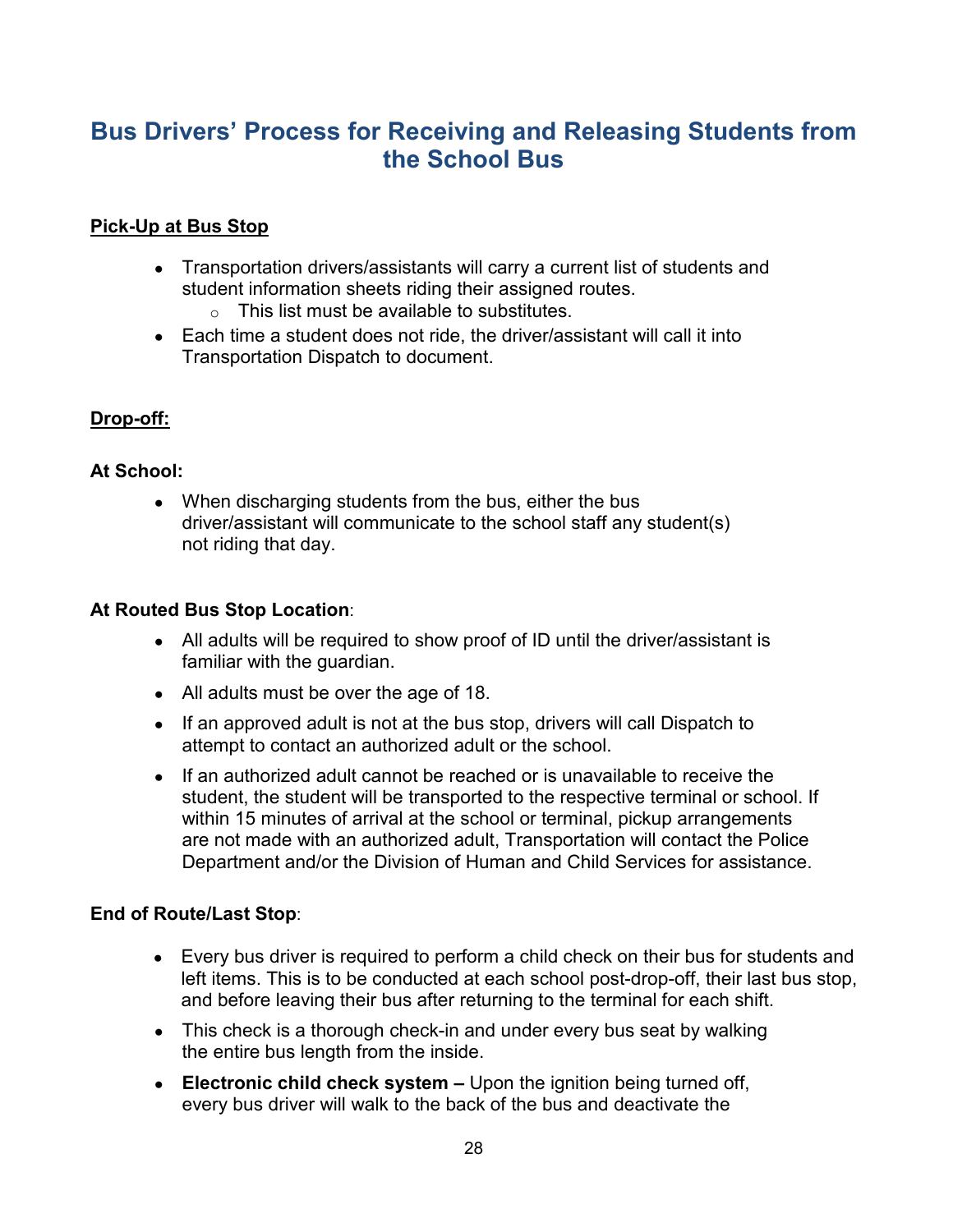## Bus Drivers' Process for Receiving and Releasing Students from the School Bus

**Pick-Up at Bus Stop**

- Transportation drivers/assistants will carry a current list of students and student information sheets riding their assigned routes.
  - This list must be available to substitutes.
- Each time a student does not ride, the driver/assistant will call it into Transportation Dispatch to document.

**Drop-off:**

**At School:**

- When discharging students from the bus, either the bus driver/assistant will communicate to the school staff any student(s) not riding that day.

**At Routed Bus Stop Location**:

- All adults will be required to show proof of ID until the driver/assistant is familiar with the guardian.
- All adults must be over the age of 18.
- If an approved adult is not at the bus stop, drivers will call Dispatch to attempt to contact an authorized adult or the school.
- If an authorized adult cannot be reached or is unavailable to receive the student, the student will be transported to the respective terminal or school. If within 15 minutes of arrival at the school or terminal, pickup arrangements are not made with an authorized adult, Transportation will contact the Police Department and/or the Division of Human and Child Services for assistance.

**End of Route/Last Stop**:

- Every bus driver is required to perform a child check on their bus for students and left items. This is to be conducted at each school post-drop-off, their last bus stop, and before leaving their bus after returning to the terminal for each shift.
- This check is a thorough check-in and under every bus seat by walking the entire bus length from the inside.
- **Electronic child check system –** Upon the ignition being turned off, every bus driver will walk to the back of the bus and deactivate the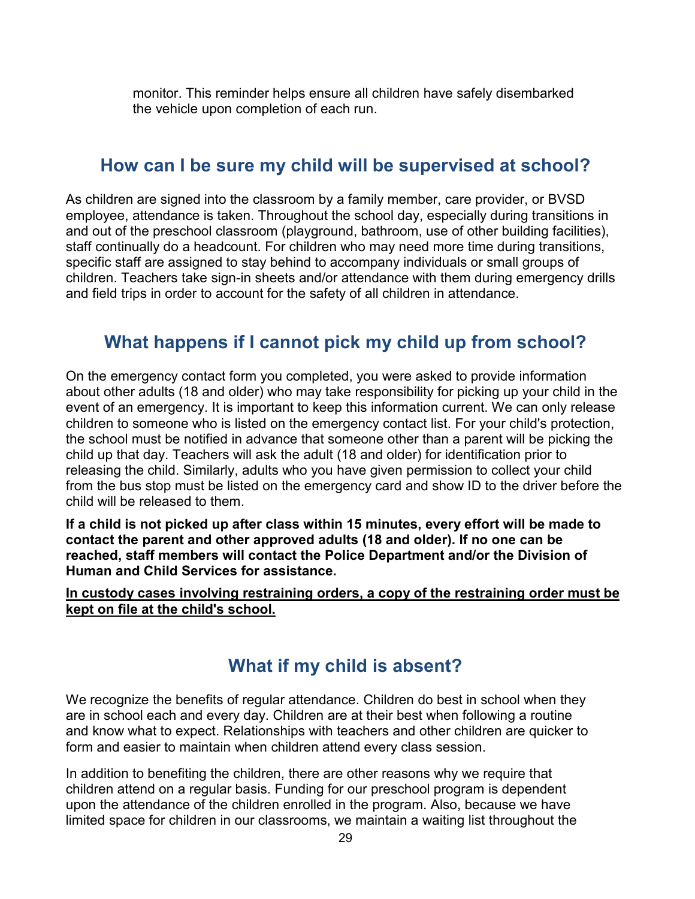monitor. This reminder helps ensure all children have safely disembarked the vehicle upon completion of each run.

## How can I be sure my child will be supervised at school?

As children are signed into the classroom by a family member, care provider, or BVSD employee, attendance is taken. Throughout the school day, especially during transitions in and out of the preschool classroom (playground, bathroom, use of other building facilities), staff continually do a headcount. For children who may need more time during transitions, specific staff are assigned to stay behind to accompany individuals or small groups of children. Teachers take sign-in sheets and/or attendance with them during emergency drills and field trips in order to account for the safety of all children in attendance.

## What happens if I cannot pick my child up from school?

On the emergency contact form you completed, you were asked to provide information about other adults (18 and older) who may take responsibility for picking up your child in the event of an emergency. It is important to keep this information current. We can only release children to someone who is listed on the emergency contact list. For your child's protection, the school must be notified in advance that someone other than a parent will be picking the child up that day. Teachers will ask the adult (18 and older) for identification prior to releasing the child. Similarly, adults who you have given permission to collect your child from the bus stop must be listed on the emergency card and show ID to the driver before the child will be released to them.

**If a child is not picked up after class within 15 minutes, every effort will be made to contact the parent and other approved adults (18 and older). If no one can be reached, staff members will contact the Police Department and/or the Division of Human and Child Services for assistance.**

**<u>In custody cases involving restraining orders, a copy of the restraining order must be kept on file at the child's school.</u>**

## What if my child is absent?

We recognize the benefits of regular attendance. Children do best in school when they are in school each and every day. Children are at their best when following a routine and know what to expect. Relationships with teachers and other children are quicker to form and easier to maintain when children attend every class session.

In addition to benefiting the children, there are other reasons why we require that children attend on a regular basis. Funding for our preschool program is dependent upon the attendance of the children enrolled in the program. Also, because we have limited space for children in our classrooms, we maintain a waiting list throughout the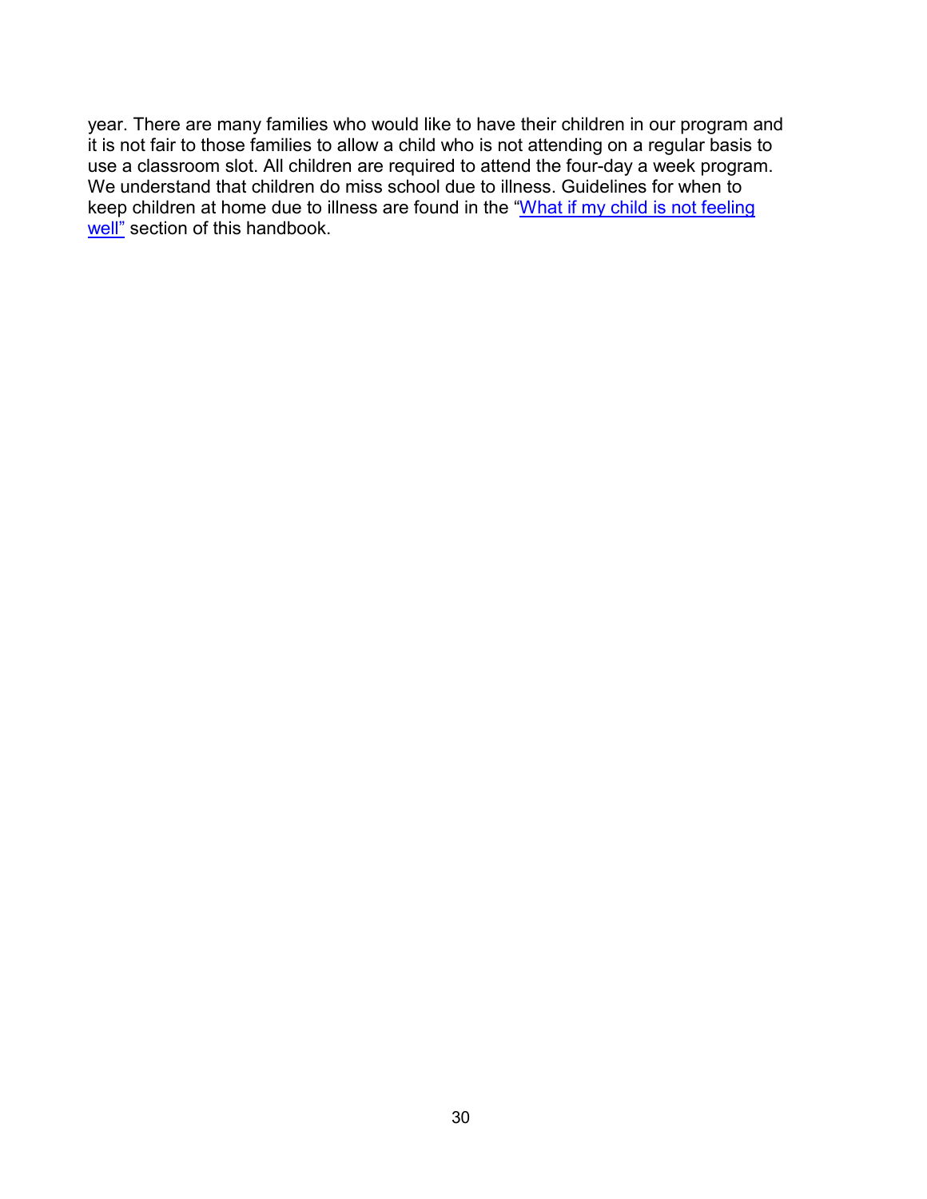year. There are many families who would like to have their children in our program and it is not fair to those families to allow a child who is not attending on a regular basis to use a classroom slot. All children are required to attend the four-day a week program. We understand that children do miss school due to illness. Guidelines for when to keep children at home due to illness are found in the "What if my child is not feeling well" section of this handbook.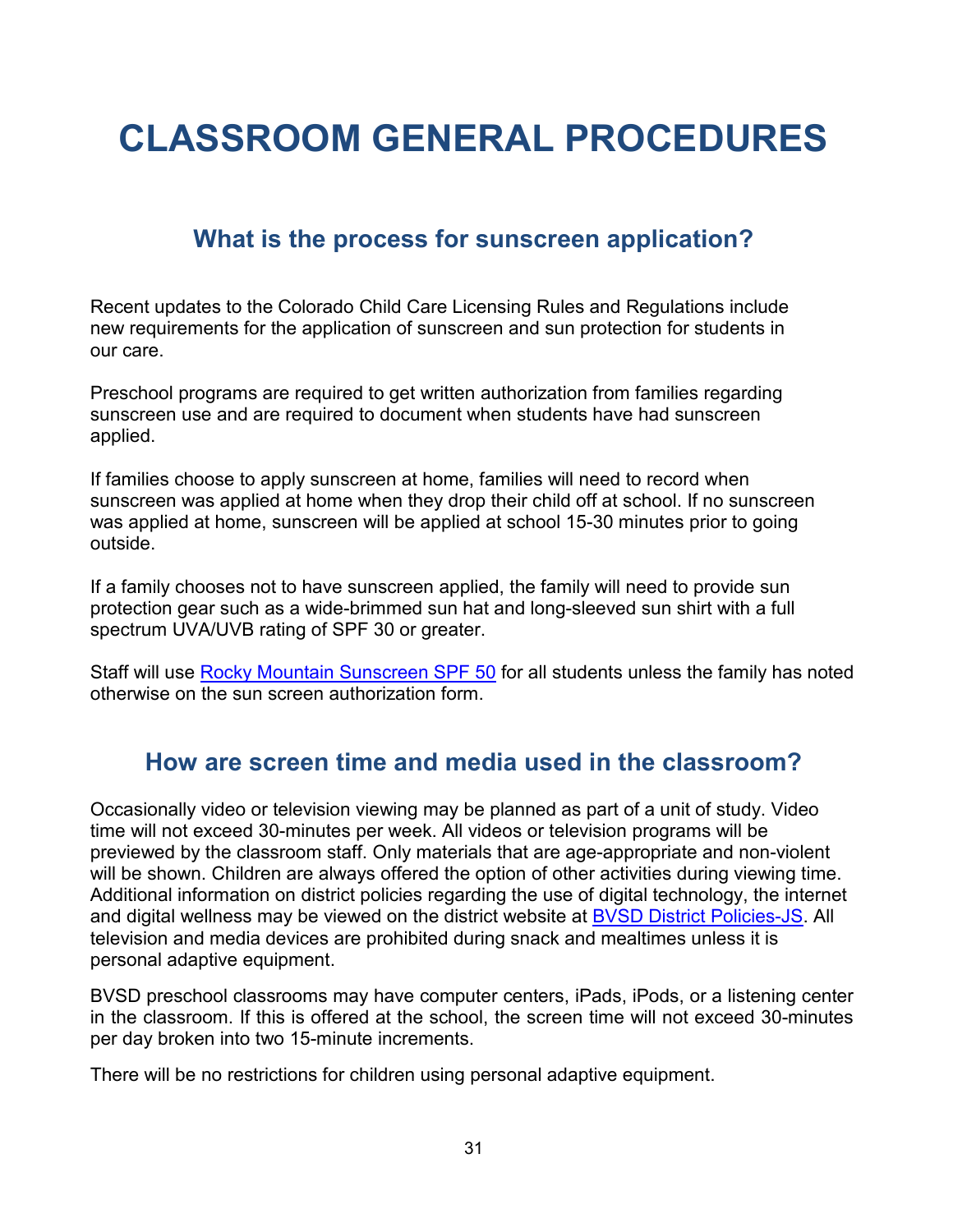# CLASSROOM GENERAL PROCEDURES

## What is the process for sunscreen application?

Recent updates to the Colorado Child Care Licensing Rules and Regulations include new requirements for the application of sunscreen and sun protection for students in our care.

Preschool programs are required to get written authorization from families regarding sunscreen use and are required to document when students have had sunscreen applied.

If families choose to apply sunscreen at home, families will need to record when sunscreen was applied at home when they drop their child off at school. If no sunscreen was applied at home, sunscreen will be applied at school 15-30 minutes prior to going outside.

If a family chooses not to have sunscreen applied, the family will need to provide sun protection gear such as a wide-brimmed sun hat and long-sleeved sun shirt with a full spectrum UVA/UVB rating of SPF 30 or greater.

Staff will use [Rocky Mountain Sunscreen SPF 50]() for all students unless the family has noted otherwise on the sun screen authorization form.

## How are screen time and media used in the classroom?

Occasionally video or television viewing may be planned as part of a unit of study. Video time will not exceed 30-minutes per week. All videos or television programs will be previewed by the classroom staff. Only materials that are age-appropriate and non-violent will be shown. Children are always offered the option of other activities during viewing time. Additional information on district policies regarding the use of digital technology, the internet and digital wellness may be viewed on the district website at [BVSD District Policies-JS](). All television and media devices are prohibited during snack and mealtimes unless it is personal adaptive equipment.

BVSD preschool classrooms may have computer centers, iPads, iPods, or a listening center in the classroom. If this is offered at the school, the screen time will not exceed 30-minutes per day broken into two 15-minute increments.

There will be no restrictions for children using personal adaptive equipment.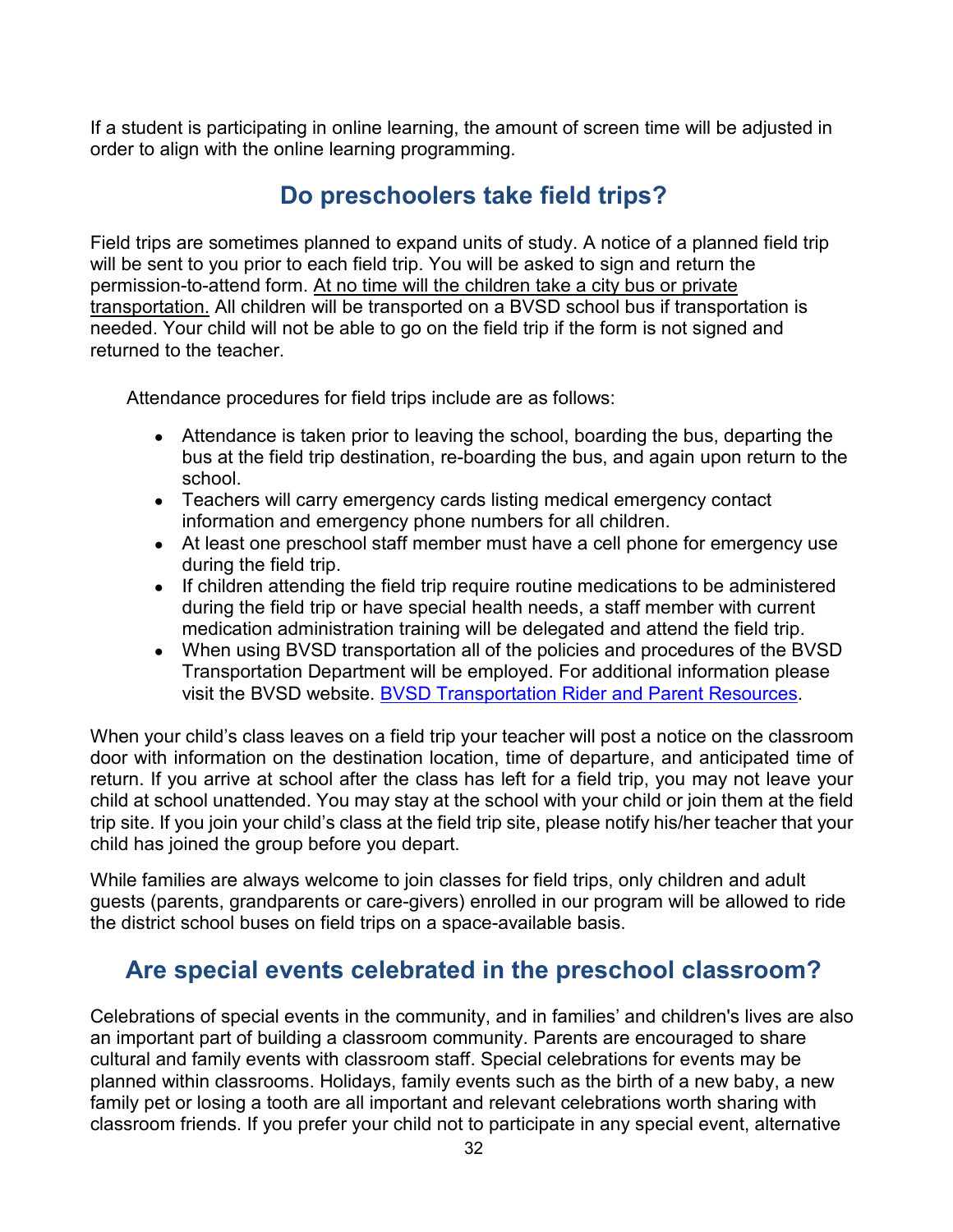If a student is participating in online learning, the amount of screen time will be adjusted in order to align with the online learning programming.

## Do preschoolers take field trips?

Field trips are sometimes planned to expand units of study. A notice of a planned field trip will be sent to you prior to each field trip. You will be asked to sign and return the permission-to-attend form. <u>At no time will the children take a city bus or private transportation.</u> All children will be transported on a BVSD school bus if transportation is needed. Your child will not be able to go on the field trip if the form is not signed and returned to the teacher.

Attendance procedures for field trips include are as follows:

- Attendance is taken prior to leaving the school, boarding the bus, departing the bus at the field trip destination, re-boarding the bus, and again upon return to the school.
- Teachers will carry emergency cards listing medical emergency contact information and emergency phone numbers for all children.
- At least one preschool staff member must have a cell phone for emergency use during the field trip.
- If children attending the field trip require routine medications to be administered during the field trip or have special health needs, a staff member with current medication administration training will be delegated and attend the field trip.
- When using BVSD transportation all of the policies and procedures of the BVSD Transportation Department will be employed. For additional information please visit the BVSD website. [BVSD Transportation Rider and Parent Resources](#).

When your child's class leaves on a field trip your teacher will post a notice on the classroom door with information on the destination location, time of departure, and anticipated time of return. If you arrive at school after the class has left for a field trip, you may not leave your child at school unattended. You may stay at the school with your child or join them at the field trip site. If you join your child's class at the field trip site, please notify his/her teacher that your child has joined the group before you depart.

While families are always welcome to join classes for field trips, only children and adult guests (parents, grandparents or care-givers) enrolled in our program will be allowed to ride the district school buses on field trips on a space-available basis.

## Are special events celebrated in the preschool classroom?

Celebrations of special events in the community, and in families' and children's lives are also an important part of building a classroom community. Parents are encouraged to share cultural and family events with classroom staff. Special celebrations for events may be planned within classrooms. Holidays, family events such as the birth of a new baby, a new family pet or losing a tooth are all important and relevant celebrations worth sharing with classroom friends. If you prefer your child not to participate in any special event, alternative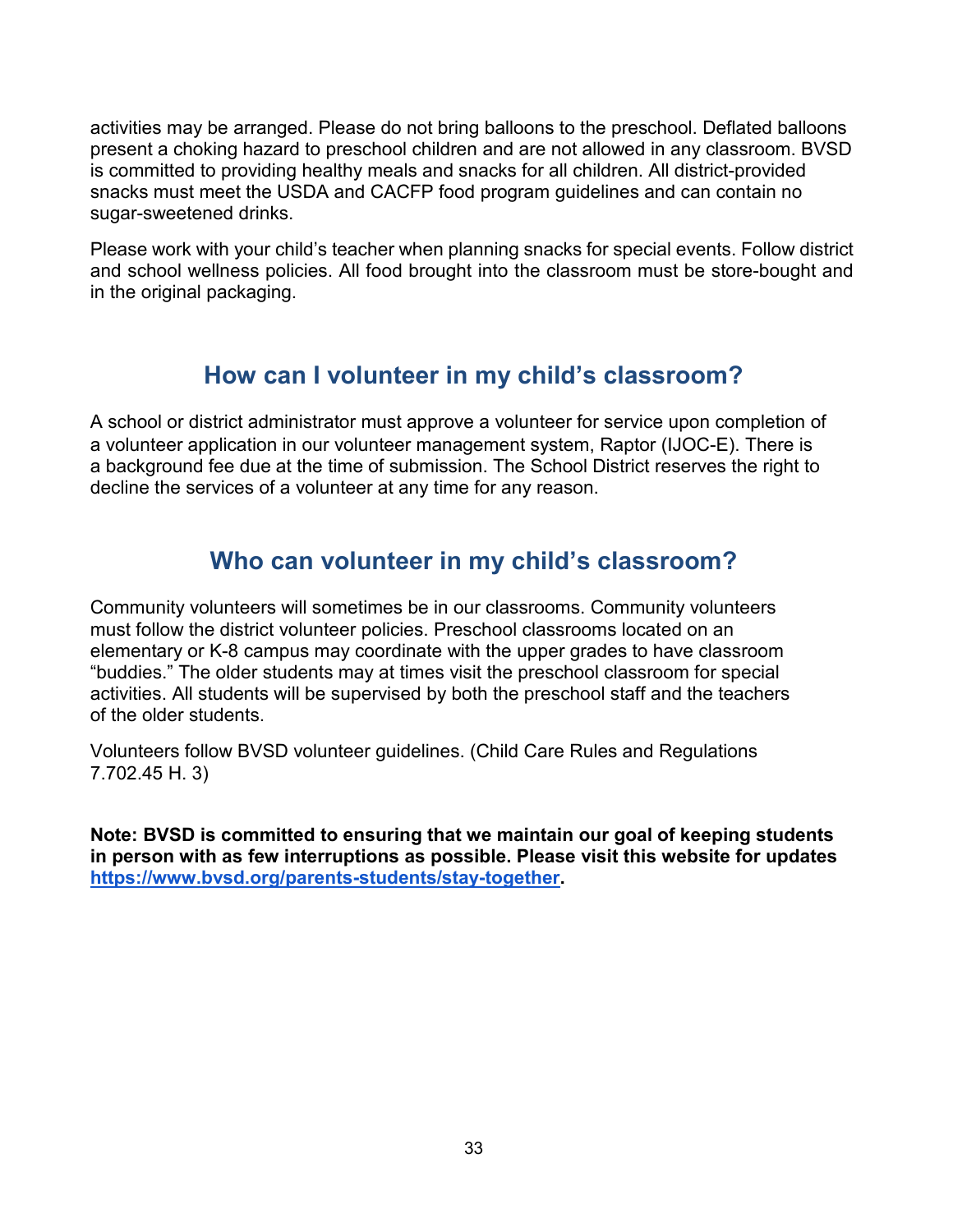activities may be arranged. Please do not bring balloons to the preschool. Deflated balloons present a choking hazard to preschool children and are not allowed in any classroom. BVSD is committed to providing healthy meals and snacks for all children. All district-provided snacks must meet the USDA and CACFP food program guidelines and can contain no sugar-sweetened drinks.

Please work with your child's teacher when planning snacks for special events. Follow district and school wellness policies. All food brought into the classroom must be store-bought and in the original packaging.

## How can I volunteer in my child's classroom?

A school or district administrator must approve a volunteer for service upon completion of a volunteer application in our volunteer management system, Raptor (IJOC-E). There is a background fee due at the time of submission. The School District reserves the right to decline the services of a volunteer at any time for any reason.

## Who can volunteer in my child's classroom?

Community volunteers will sometimes be in our classrooms. Community volunteers must follow the district volunteer policies. Preschool classrooms located on an elementary or K-8 campus may coordinate with the upper grades to have classroom "buddies." The older students may at times visit the preschool classroom for special activities. All students will be supervised by both the preschool staff and the teachers of the older students.

Volunteers follow BVSD volunteer guidelines. (Child Care Rules and Regulations 7.702.45 H. 3)

**Note: BVSD is committed to ensuring that we maintain our goal of keeping students in person with as few interruptions as possible. Please visit this website for updates [https://www.bvsd.org/parents-students/stay-together](https://www.bvsd.org/parents-students/stay-together).**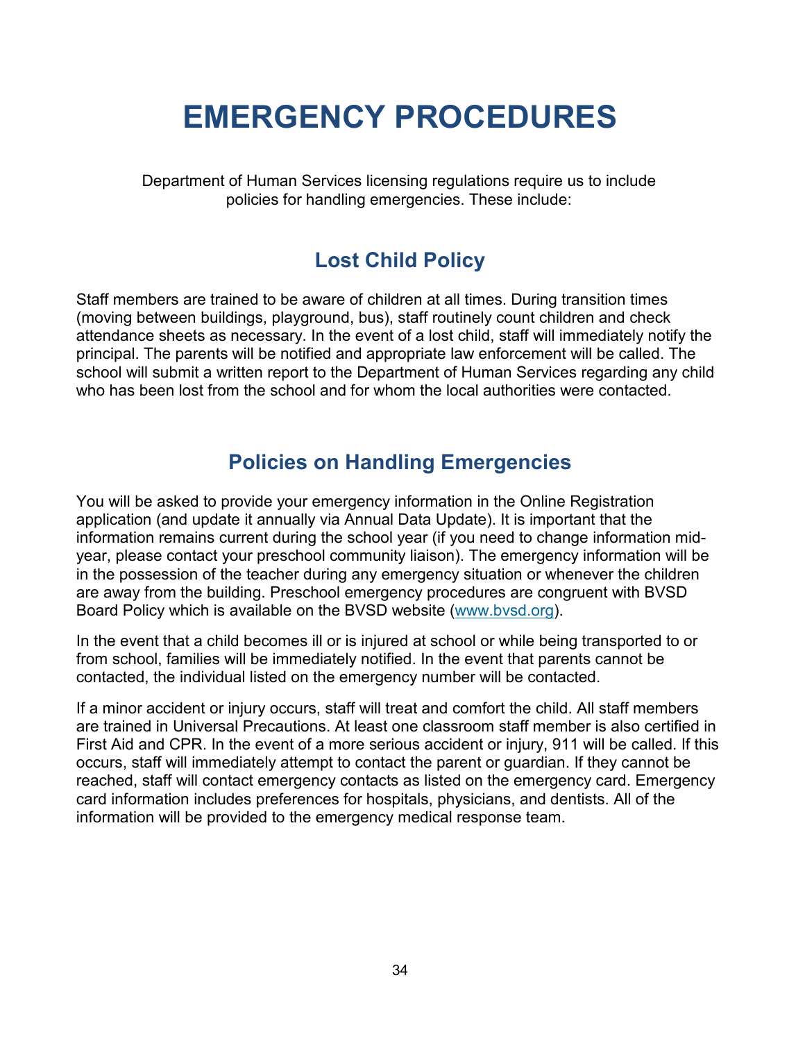# EMERGENCY PROCEDURES

Department of Human Services licensing regulations require us to include policies for handling emergencies. These include:

## Lost Child Policy

Staff members are trained to be aware of children at all times. During transition times (moving between buildings, playground, bus), staff routinely count children and check attendance sheets as necessary. In the event of a lost child, staff will immediately notify the principal. The parents will be notified and appropriate law enforcement will be called. The school will submit a written report to the Department of Human Services regarding any child who has been lost from the school and for whom the local authorities were contacted.

## Policies on Handling Emergencies

You will be asked to provide your emergency information in the Online Registration application (and update it annually via Annual Data Update). It is important that the information remains current during the school year (if you need to change information mid-year, please contact your preschool community liaison). The emergency information will be in the possession of the teacher during any emergency situation or whenever the children are away from the building. Preschool emergency procedures are congruent with BVSD Board Policy which is available on the BVSD website ([www.bvsd.org](http://www.bvsd.org)).

In the event that a child becomes ill or is injured at school or while being transported to or from school, families will be immediately notified. In the event that parents cannot be contacted, the individual listed on the emergency number will be contacted.

If a minor accident or injury occurs, staff will treat and comfort the child. All staff members are trained in Universal Precautions. At least one classroom staff member is also certified in First Aid and CPR. In the event of a more serious accident or injury, 911 will be called. If this occurs, staff will immediately attempt to contact the parent or guardian. If they cannot be reached, staff will contact emergency contacts as listed on the emergency card. Emergency card information includes preferences for hospitals, physicians, and dentists. All of the information will be provided to the emergency medical response team.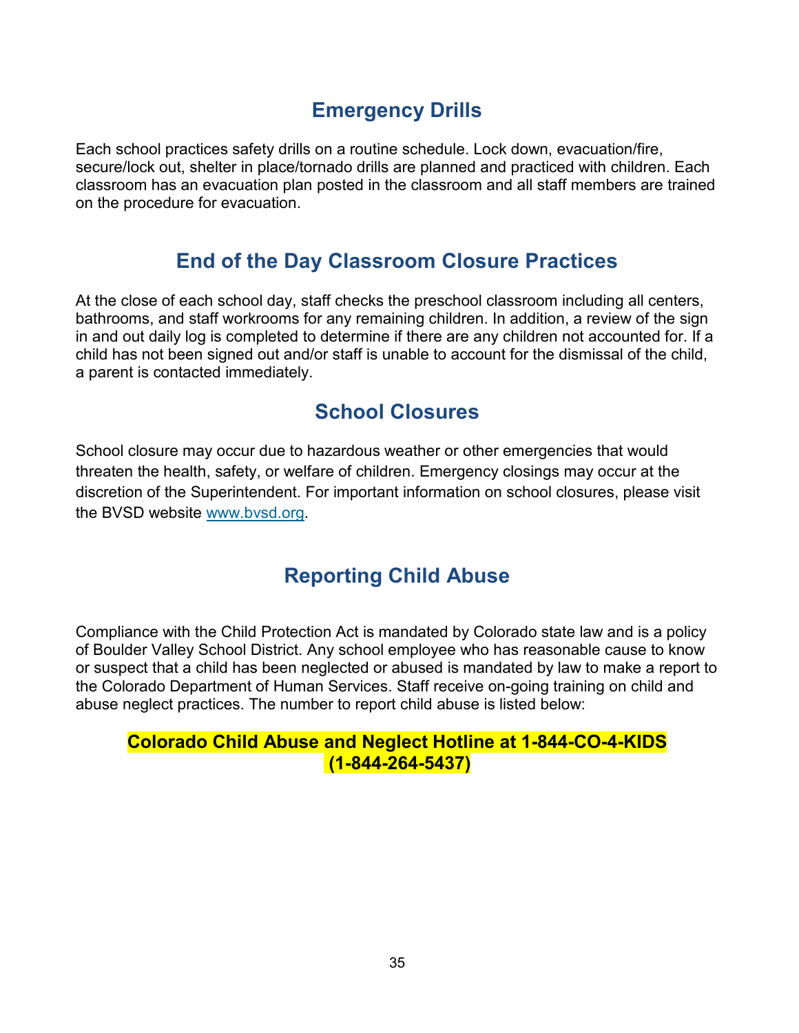## Emergency Drills

Each school practices safety drills on a routine schedule. Lock down, evacuation/fire, secure/lock out, shelter in place/tornado drills are planned and practiced with children. Each classroom has an evacuation plan posted in the classroom and all staff members are trained on the procedure for evacuation.

## End of the Day Classroom Closure Practices

At the close of each school day, staff checks the preschool classroom including all centers, bathrooms, and staff workrooms for any remaining children. In addition, a review of the sign in and out daily log is completed to determine if there are any children not accounted for. If a child has not been signed out and/or staff is unable to account for the dismissal of the child, a parent is contacted immediately.

## School Closures

School closure may occur due to hazardous weather or other emergencies that would threaten the health, safety, or welfare of children. Emergency closings may occur at the discretion of the Superintendent. For important information on school closures, please visit the BVSD website [www.bvsd.org](http://www.bvsd.org).

## Reporting Child Abuse

Compliance with the Child Protection Act is mandated by Colorado state law and is a policy of Boulder Valley School District. Any school employee who has reasonable cause to know or suspect that a child has been neglected or abused is mandated by law to make a report to the Colorado Department of Human Services. Staff receive on-going training on child and abuse neglect practices. The number to report child abuse is listed below:

**Colorado Child Abuse and Neglect Hotline at 1-844-CO-4-KIDS (1-844-264-5437)**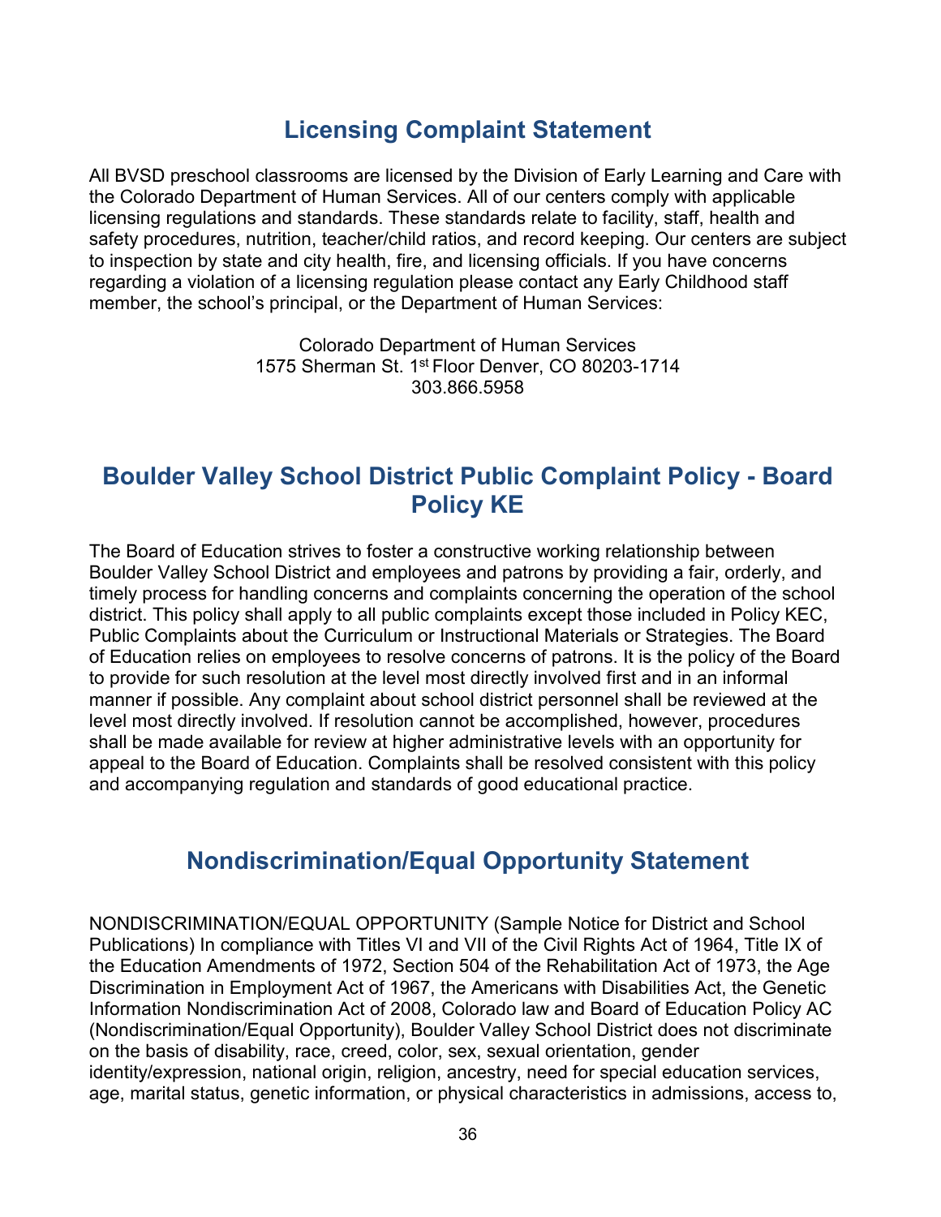## Licensing Complaint Statement

All BVSD preschool classrooms are licensed by the Division of Early Learning and Care with the Colorado Department of Human Services. All of our centers comply with applicable licensing regulations and standards. These standards relate to facility, staff, health and safety procedures, nutrition, teacher/child ratios, and record keeping. Our centers are subject to inspection by state and city health, fire, and licensing officials. If you have concerns regarding a violation of a licensing regulation please contact any Early Childhood staff member, the school's principal, or the Department of Human Services:

Colorado Department of Human Services
1575 Sherman St. 1st Floor Denver, CO 80203-1714
303.866.5958

## Boulder Valley School District Public Complaint Policy - Board Policy KE

The Board of Education strives to foster a constructive working relationship between Boulder Valley School District and employees and patrons by providing a fair, orderly, and timely process for handling concerns and complaints concerning the operation of the school district. This policy shall apply to all public complaints except those included in Policy KEC, Public Complaints about the Curriculum or Instructional Materials or Strategies. The Board of Education relies on employees to resolve concerns of patrons. It is the policy of the Board to provide for such resolution at the level most directly involved first and in an informal manner if possible. Any complaint about school district personnel shall be reviewed at the level most directly involved. If resolution cannot be accomplished, however, procedures shall be made available for review at higher administrative levels with an opportunity for appeal to the Board of Education. Complaints shall be resolved consistent with this policy and accompanying regulation and standards of good educational practice.

## Nondiscrimination/Equal Opportunity Statement

NONDISCRIMINATION/EQUAL OPPORTUNITY (Sample Notice for District and School Publications) In compliance with Titles VI and VII of the Civil Rights Act of 1964, Title IX of the Education Amendments of 1972, Section 504 of the Rehabilitation Act of 1973, the Age Discrimination in Employment Act of 1967, the Americans with Disabilities Act, the Genetic Information Nondiscrimination Act of 2008, Colorado law and Board of Education Policy AC (Nondiscrimination/Equal Opportunity), Boulder Valley School District does not discriminate on the basis of disability, race, creed, color, sex, sexual orientation, gender identity/expression, national origin, religion, ancestry, need for special education services, age, marital status, genetic information, or physical characteristics in admissions, access to,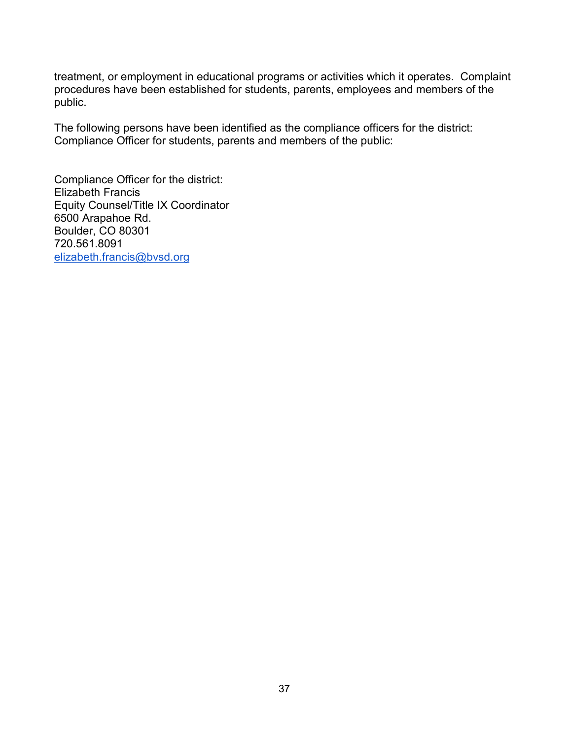treatment, or employment in educational programs or activities which it operates. Complaint procedures have been established for students, parents, employees and members of the public.

The following persons have been identified as the compliance officers for the district:
Compliance Officer for students, parents and members of the public:

Compliance Officer for the district:
Elizabeth Francis
Equity Counsel/Title IX Coordinator
6500 Arapahoe Rd.
Boulder, CO 80301
720.561.8091
elizabeth.francis@bvsd.org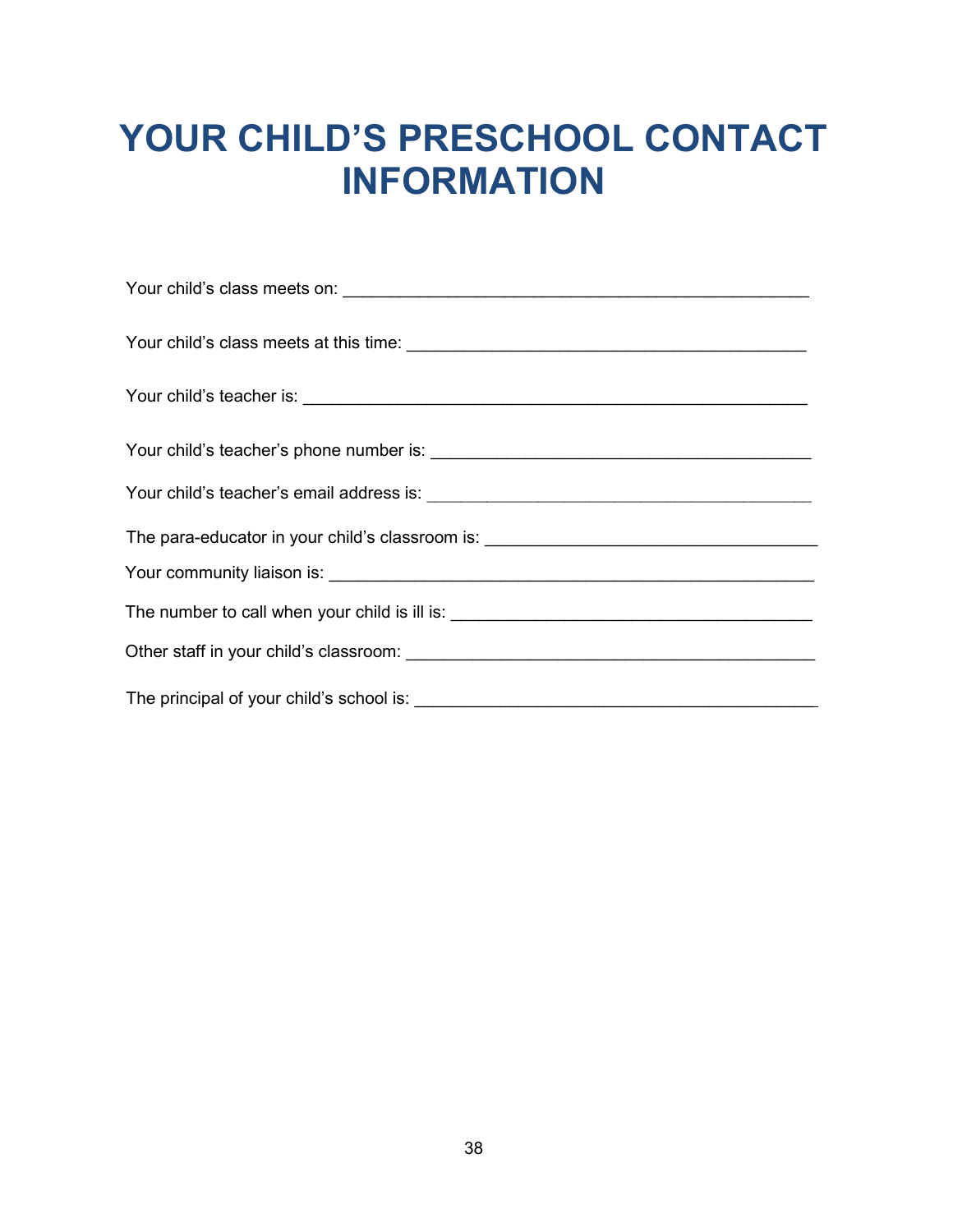# YOUR CHILD'S PRESCHOOL CONTACT INFORMATION

Your child's class meets on: ________________________________________________

Your child's class meets at this time: __________________________________________

Your child's teacher is: _____________________________________________________

Your child's teacher's phone number is: ________________________________________

Your child's teacher's email address is: ________________________________________

The para-educator in your child's classroom is: ___________________________________

Your community liaison is: __________________________________________________

The number to call when your child is ill is: ______________________________________

Other staff in your child's classroom: __________________________________________

The principal of your child's school is: _________________________________________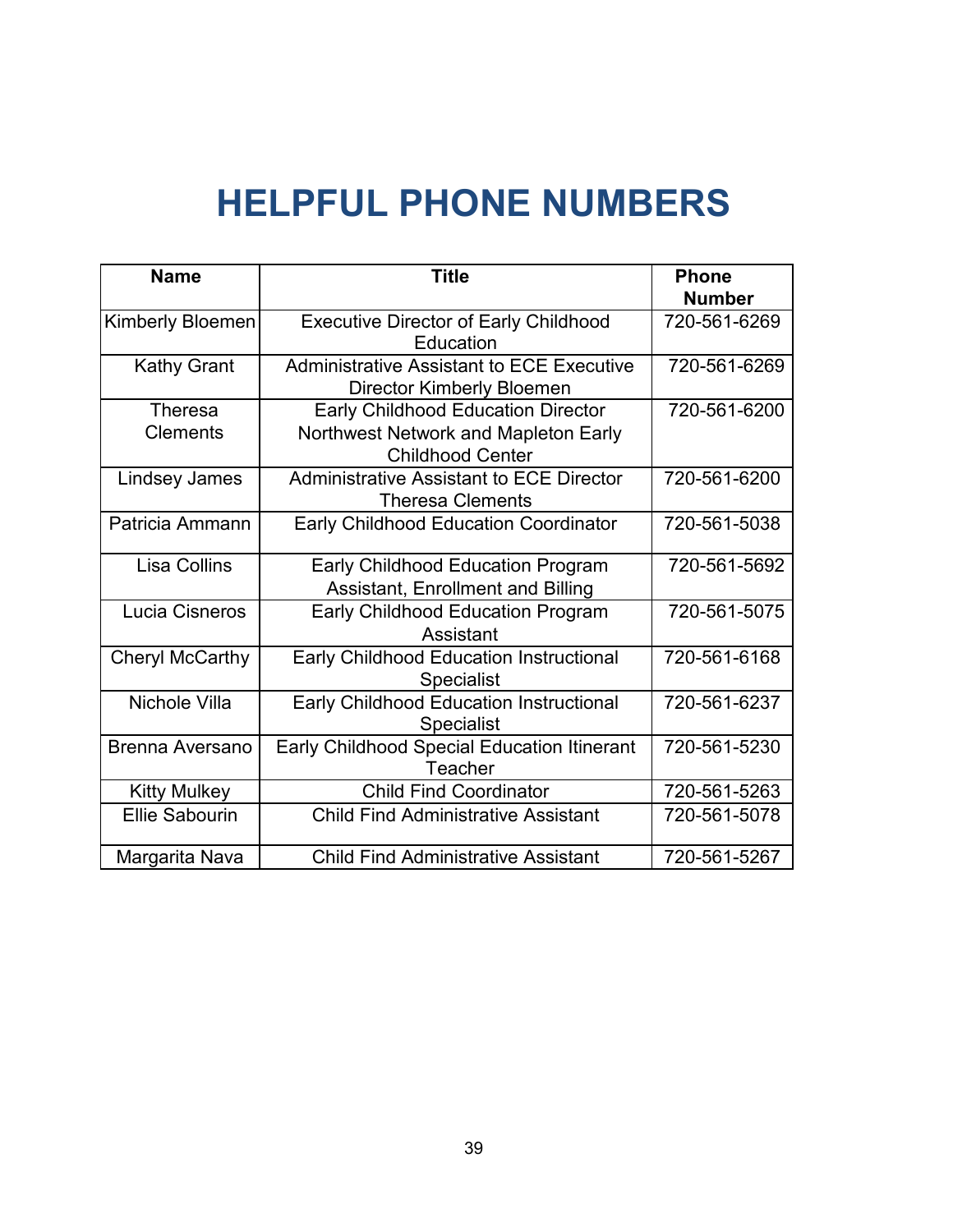# HELPFUL PHONE NUMBERS

| Name | Title | Phone Number |
|---|---|---|
| Kimberly Bloemen | Executive Director of Early Childhood Education | 720-561-6269 |
| Kathy Grant | Administrative Assistant to ECE Executive Director Kimberly Bloemen | 720-561-6269 |
| Theresa Clements | Early Childhood Education Director Northwest Network and Mapleton Early Childhood Center | 720-561-6200 |
| Lindsey James | Administrative Assistant to ECE Director Theresa Clements | 720-561-6200 |
| Patricia Ammann | Early Childhood Education Coordinator | 720-561-5038 |
| Lisa Collins | Early Childhood Education Program Assistant, Enrollment and Billing | 720-561-5692 |
| Lucia Cisneros | Early Childhood Education Program Assistant | 720-561-5075 |
| Cheryl McCarthy | Early Childhood Education Instructional Specialist | 720-561-6168 |
| Nichole Villa | Early Childhood Education Instructional Specialist | 720-561-6237 |
| Brenna Aversano | Early Childhood Special Education Itinerant Teacher | 720-561-5230 |
| Kitty Mulkey | Child Find Coordinator | 720-561-5263 |
| Ellie Sabourin | Child Find Administrative Assistant | 720-561-5078 |
| Margarita Nava | Child Find Administrative Assistant | 720-561-5267 |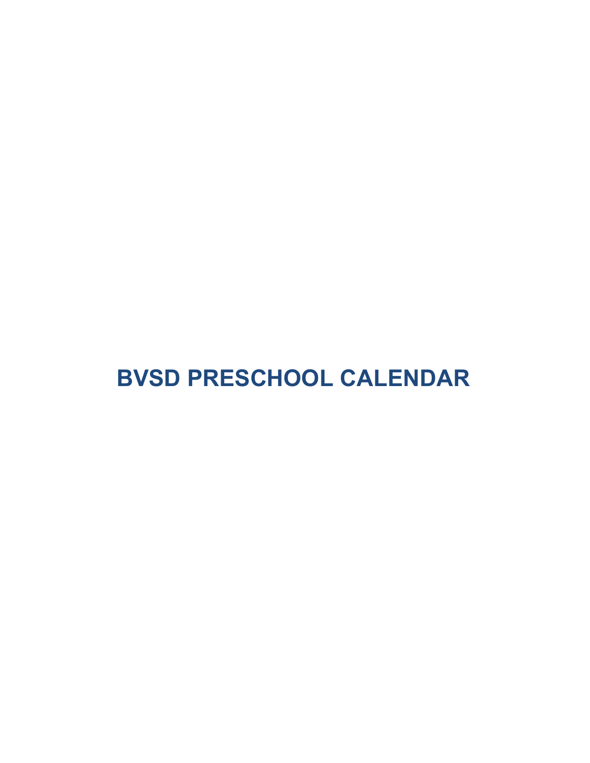# BVSD PRESCHOOL CALENDAR